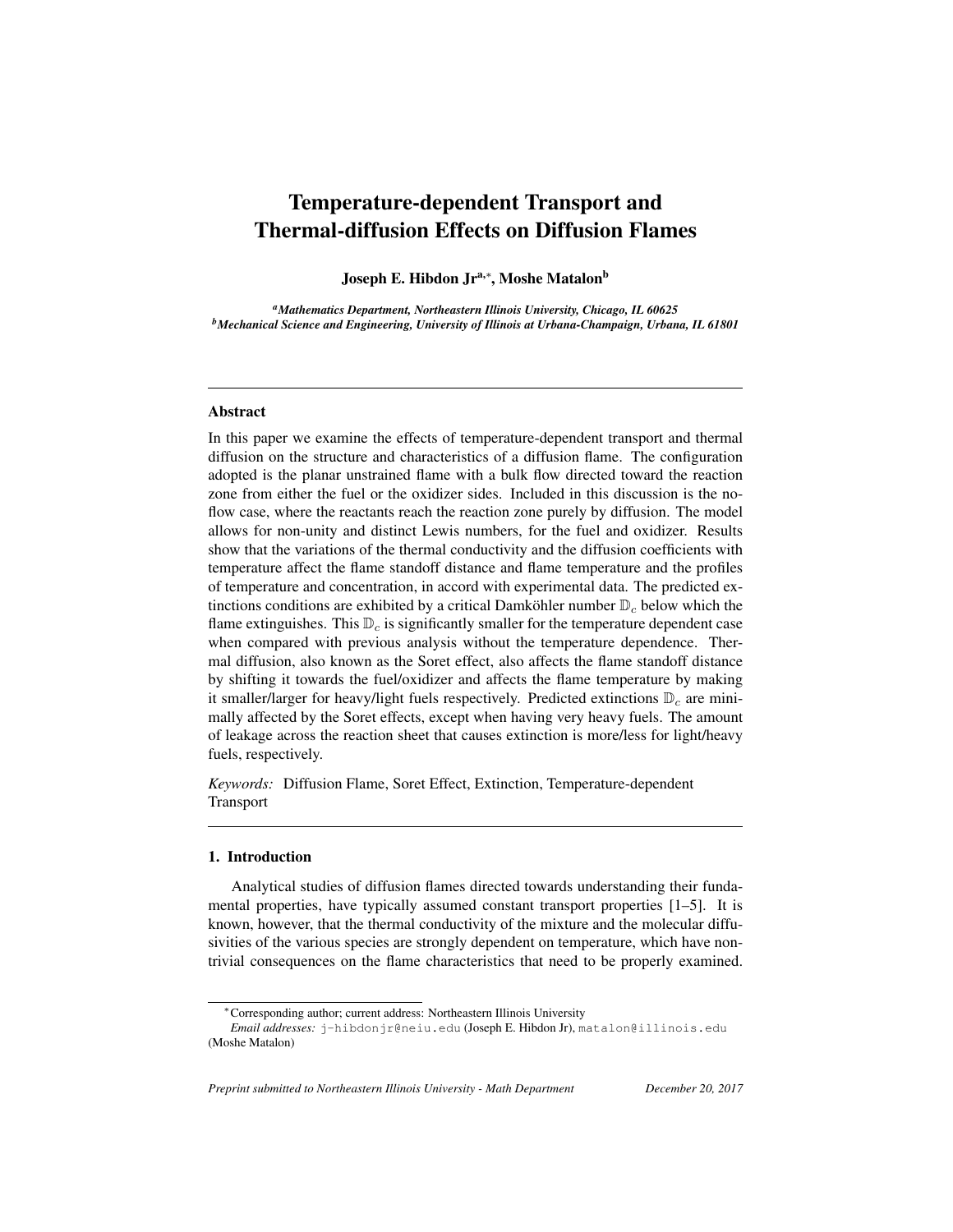# Temperature-dependent Transport and Thermal-diffusion Effects on Diffusion Flames

**Joseph E. Hibdon Jr[a,*], Moshe Matalon[b]**

[a]*Mathematics Department, Northeastern Illinois University, Chicago, IL 60625*
[b]*Mechanical Science and Engineering, University of Illinois at Urbana-Champaign, Urbana, IL 61801*

---

## Abstract

In this paper we examine the effects of temperature-dependent transport and thermal diffusion on the structure and characteristics of a diffusion flame. The configuration adopted is the planar unstrained flame with a bulk flow directed toward the reaction zone from either the fuel or the oxidizer sides. Included in this discussion is the no-flow case, where the reactants reach the reaction zone purely by diffusion. The model allows for non-unity and distinct Lewis numbers, for the fuel and oxidizer. Results show that the variations of the thermal conductivity and the diffusion coefficients with temperature affect the flame standoff distance and flame temperature and the profiles of temperature and concentration, in accord with experimental data. The predicted extinctions conditions are exhibited by a critical Damköhler number $\mathbb{D}_c$ below which the flame extinguishes. This $\mathbb{D}_c$ is significantly smaller for the temperature dependent case when compared with previous analysis without the temperature dependence. Thermal diffusion, also known as the Soret effect, also affects the flame standoff distance by shifting it towards the fuel/oxidizer and affects the flame temperature by making it smaller/larger for heavy/light fuels respectively. Predicted extinctions $\mathbb{D}_c$ are minimally affected by the Soret effects, except when having very heavy fuels. The amount of leakage across the reaction sheet that causes extinction is more/less for light/heavy fuels, respectively.

*Keywords:* Diffusion Flame, Soret Effect, Extinction, Temperature-dependent Transport

---

## 1. Introduction

Analytical studies of diffusion flames directed towards understanding their fundamental properties, have typically assumed constant transport properties [1–5]. It is known, however, that the thermal conductivity of the mixture and the molecular diffusivities of the various species are strongly dependent on temperature, which have non-trivial consequences on the flame characteristics that need to be properly examined.

---

*Corresponding author; current address: Northeastern Illinois University
*Email addresses:* j-hibdonjr@neiu.edu (Joseph E. Hibdon Jr), matalon@illinois.edu (Moshe Matalon)

*Preprint submitted to Northeastern Illinois University - Math Department* *December 20, 2017*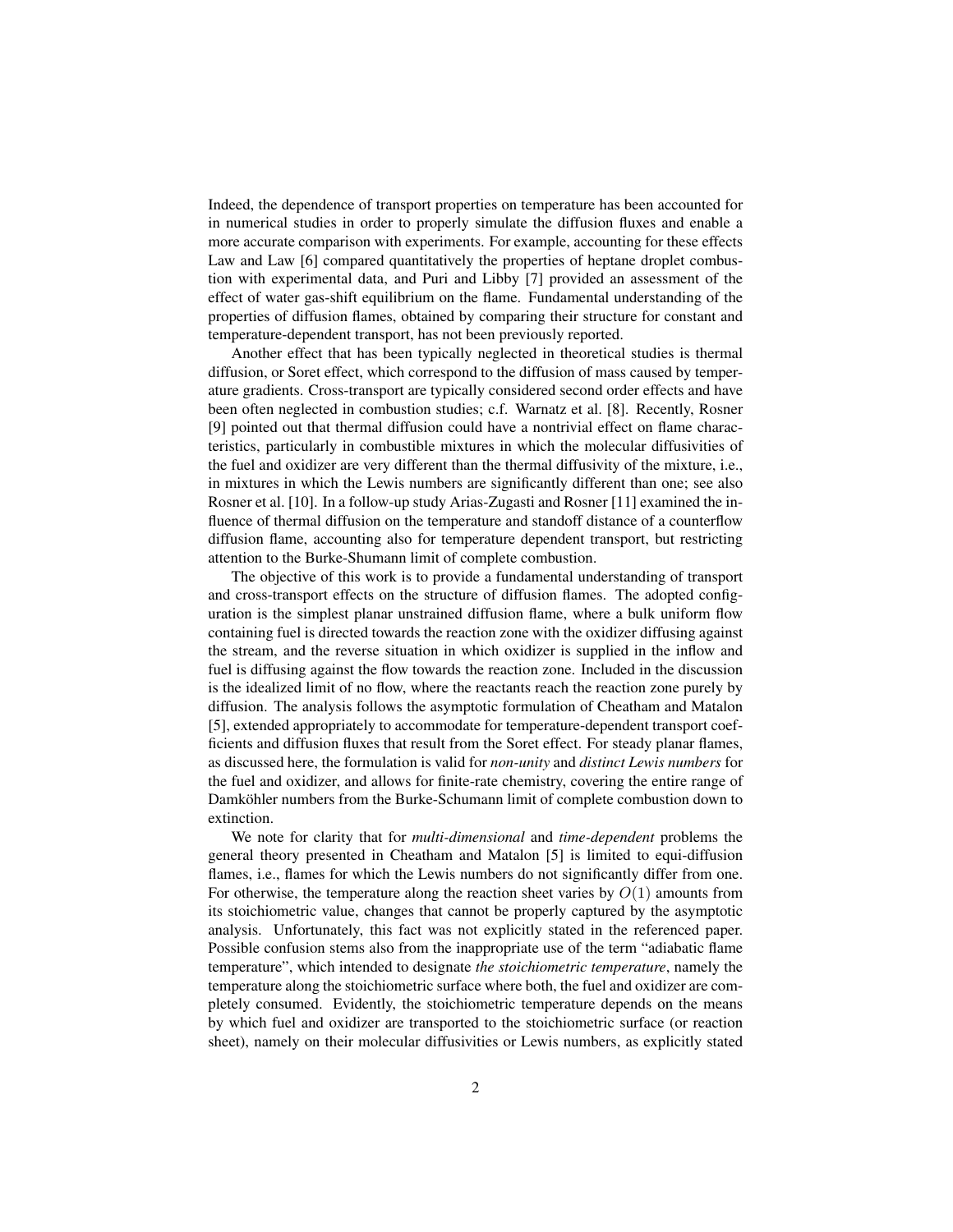Indeed, the dependence of transport properties on temperature has been accounted for in numerical studies in order to properly simulate the diffusion fluxes and enable a more accurate comparison with experiments. For example, accounting for these effects Law and Law [6] compared quantitatively the properties of heptane droplet combustion with experimental data, and Puri and Libby [7] provided an assessment of the effect of water gas-shift equilibrium on the flame. Fundamental understanding of the properties of diffusion flames, obtained by comparing their structure for constant and temperature-dependent transport, has not been previously reported.

Another effect that has been typically neglected in theoretical studies is thermal diffusion, or Soret effect, which correspond to the diffusion of mass caused by temperature gradients. Cross-transport are typically considered second order effects and have been often neglected in combustion studies; c.f. Warnatz et al. [8]. Recently, Rosner [9] pointed out that thermal diffusion could have a nontrivial effect on flame characteristics, particularly in combustible mixtures in which the molecular diffusivities of the fuel and oxidizer are very different than the thermal diffusivity of the mixture, i.e., in mixtures in which the Lewis numbers are significantly different than one; see also Rosner et al. [10]. In a follow-up study Arias-Zugasti and Rosner [11] examined the influence of thermal diffusion on the temperature and standoff distance of a counterflow diffusion flame, accounting also for temperature dependent transport, but restricting attention to the Burke-Shumann limit of complete combustion.

The objective of this work is to provide a fundamental understanding of transport and cross-transport effects on the structure of diffusion flames. The adopted configuration is the simplest planar unstrained diffusion flame, where a bulk uniform flow containing fuel is directed towards the reaction zone with the oxidizer diffusing against the stream, and the reverse situation in which oxidizer is supplied in the inflow and fuel is diffusing against the flow towards the reaction zone. Included in the discussion is the idealized limit of no flow, where the reactants reach the reaction zone purely by diffusion. The analysis follows the asymptotic formulation of Cheatham and Matalon [5], extended appropriately to accommodate for temperature-dependent transport coefficients and diffusion fluxes that result from the Soret effect. For steady planar flames, as discussed here, the formulation is valid for *non-unity* and *distinct Lewis numbers* for the fuel and oxidizer, and allows for finite-rate chemistry, covering the entire range of Damköhler numbers from the Burke-Schumann limit of complete combustion down to extinction.

We note for clarity that for *multi-dimensional* and *time-dependent* problems the general theory presented in Cheatham and Matalon [5] is limited to equi-diffusion flames, i.e., flames for which the Lewis numbers do not significantly differ from one. For otherwise, the temperature along the reaction sheet varies by $O(1)$ amounts from its stoichiometric value, changes that cannot be properly captured by the asymptotic analysis. Unfortunately, this fact was not explicitly stated in the referenced paper. Possible confusion stems also from the inappropriate use of the term "adiabatic flame temperature", which intended to designate *the stoichiometric temperature*, namely the temperature along the stoichiometric surface where both, the fuel and oxidizer are completely consumed. Evidently, the stoichiometric temperature depends on the means by which fuel and oxidizer are transported to the stoichiometric surface (or reaction sheet), namely on their molecular diffusivities or Lewis numbers, as explicitly stated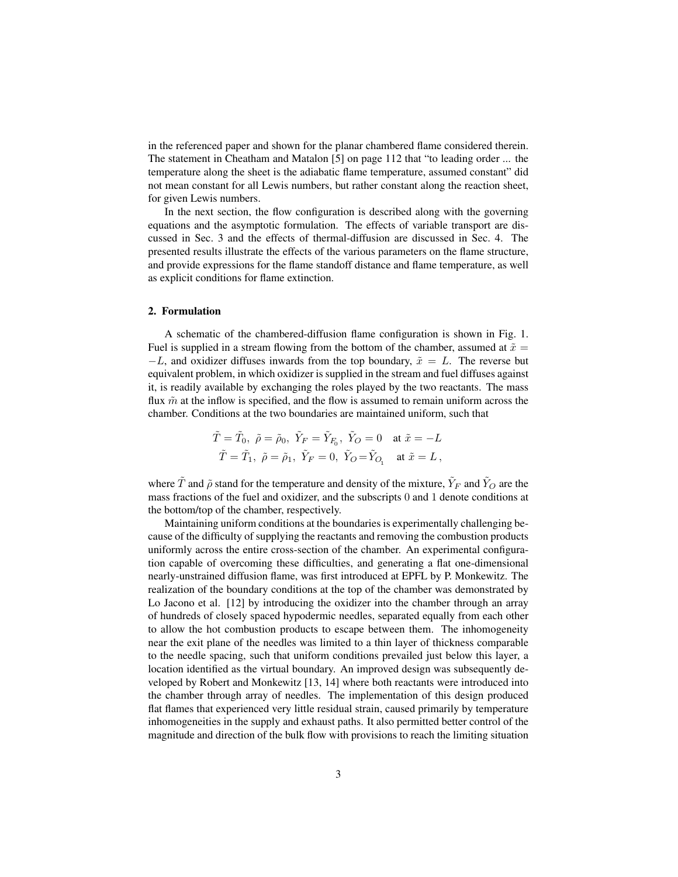in the referenced paper and shown for the planar chambered flame considered therein. The statement in Cheatham and Matalon [5] on page 112 that "to leading order ... the temperature along the sheet is the adiabatic flame temperature, assumed constant" did not mean constant for all Lewis numbers, but rather constant along the reaction sheet, for given Lewis numbers.

In the next section, the flow configuration is described along with the governing equations and the asymptotic formulation. The effects of variable transport are discussed in Sec. 3 and the effects of thermal-diffusion are discussed in Sec. 4. The presented results illustrate the effects of the various parameters on the flame structure, and provide expressions for the flame standoff distance and flame temperature, as well as explicit conditions for flame extinction.

## 2. Formulation

A schematic of the chambered-diffusion flame configuration is shown in Fig. 1. Fuel is supplied in a stream flowing from the bottom of the chamber, assumed at $\tilde{x} = -L$, and oxidizer diffuses inwards from the top boundary, $\tilde{x} = L$. The reverse but equivalent problem, in which oxidizer is supplied in the stream and fuel diffuses against it, is readily available by exchanging the roles played by the two reactants. The mass flux $\tilde{m}$ at the inflow is specified, and the flow is assumed to remain uniform across the chamber. Conditions at the two boundaries are maintained uniform, such that

$$
\begin{aligned}
\tilde{T} = \tilde{T}_0,\ \tilde{\rho} = \tilde{\rho}_0,\ \tilde{Y}_F = \tilde{Y}_{F_0},\ \tilde{Y}_O = 0 \quad \text{at } \tilde{x} = -L \\
\tilde{T} = \tilde{T}_1,\ \tilde{\rho} = \tilde{\rho}_1,\ \tilde{Y}_F = 0,\ \tilde{Y}_O = \tilde{Y}_{O_1} \quad \text{at } \tilde{x} = L\,,
\end{aligned}
$$

where $\tilde{T}$ and $\tilde{\rho}$ stand for the temperature and density of the mixture, $\tilde{Y}_F$ and $\tilde{Y}_O$ are the mass fractions of the fuel and oxidizer, and the subscripts 0 and 1 denote conditions at the bottom/top of the chamber, respectively.

Maintaining uniform conditions at the boundaries is experimentally challenging because of the difficulty of supplying the reactants and removing the combustion products uniformly across the entire cross-section of the chamber. An experimental configuration capable of overcoming these difficulties, and generating a flat one-dimensional nearly-unstrained diffusion flame, was first introduced at EPFL by P. Monkewitz. The realization of the boundary conditions at the top of the chamber was demonstrated by Lo Jacono et al. [12] by introducing the oxidizer into the chamber through an array of hundreds of closely spaced hypodermic needles, separated equally from each other to allow the hot combustion products to escape between them. The inhomogeneity near the exit plane of the needles was limited to a thin layer of thickness comparable to the needle spacing, such that uniform conditions prevailed just below this layer, a location identified as the virtual boundary. An improved design was subsequently developed by Robert and Monkewitz [13, 14] where both reactants were introduced into the chamber through array of needles. The implementation of this design produced flat flames that experienced very little residual strain, caused primarily by temperature inhomogeneities in the supply and exhaust paths. It also permitted better control of the magnitude and direction of the bulk flow with provisions to reach the limiting situation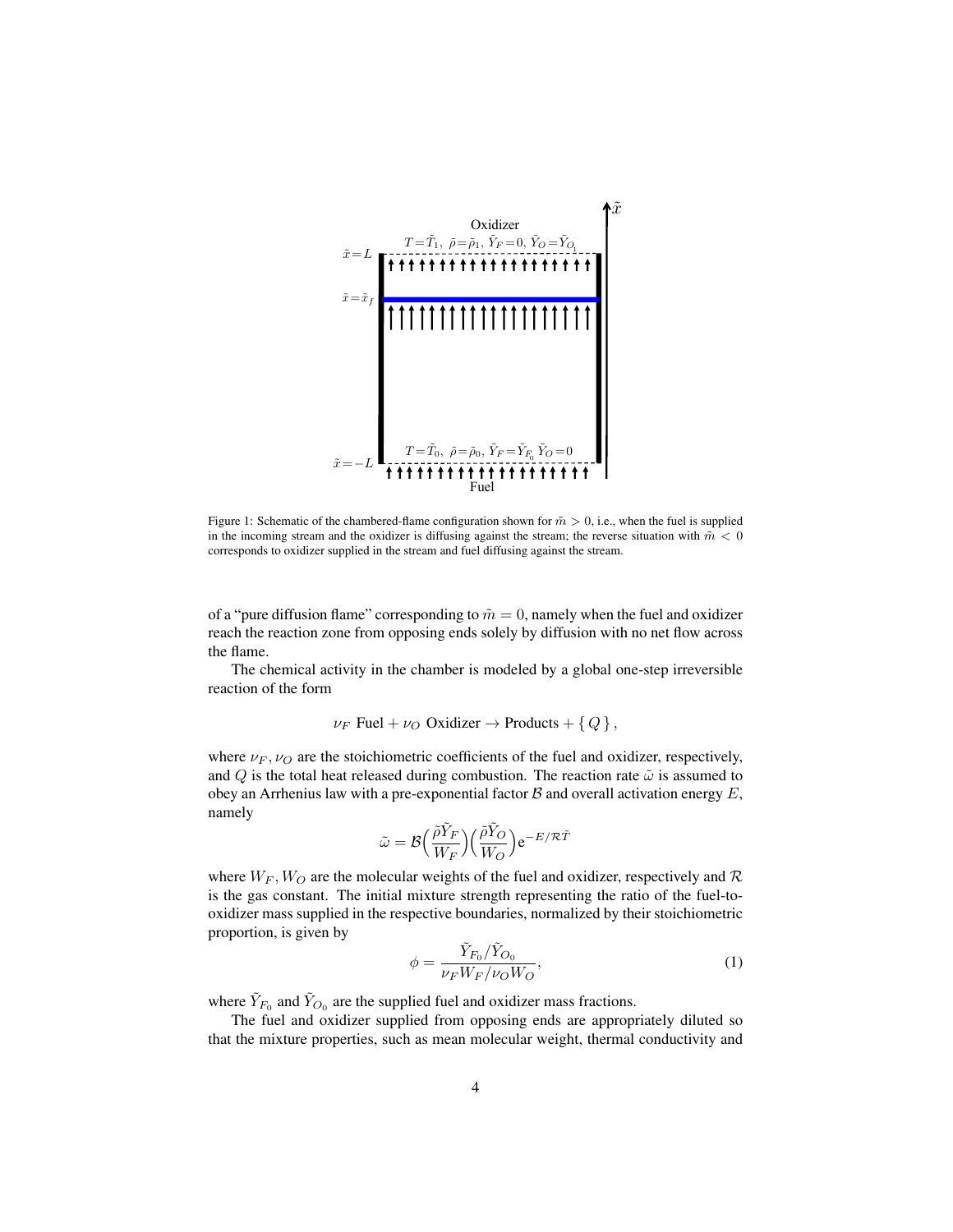Figure 1: Schematic of the chambered-flame configuration shown for $\tilde{m} > 0$, i.e., when the fuel is supplied in the incoming stream and the oxidizer is diffusing against the stream; the reverse situation with $\tilde{m} < 0$ corresponds to oxidizer supplied in the stream and fuel diffusing against the stream.

of a "pure diffusion flame" corresponding to $\tilde{m} = 0$, namely when the fuel and oxidizer reach the reaction zone from opposing ends solely by diffusion with no net flow across the flame.

The chemical activity in the chamber is modeled by a global one-step irreversible reaction of the form

$$\nu_F \text{ Fuel} + \nu_O \text{ Oxidizer} \rightarrow \text{Products} + \{\, Q \,\},$$

where $\nu_F, \nu_O$ are the stoichiometric coefficients of the fuel and oxidizer, respectively, and $Q$ is the total heat released during combustion. The reaction rate $\tilde{\omega}$ is assumed to obey an Arrhenius law with a pre-exponential factor $\mathcal{B}$ and overall activation energy $E$, namely

$$\tilde{\omega} = \mathcal{B}\Big(\frac{\tilde{\rho}\tilde{Y}_F}{W_F}\Big)\Big(\frac{\tilde{\rho}\tilde{Y}_O}{W_O}\Big)\mathrm{e}^{-E/\mathcal{R}\tilde{T}}$$

where $W_F, W_O$ are the molecular weights of the fuel and oxidizer, respectively and $\mathcal{R}$ is the gas constant. The initial mixture strength representing the ratio of the fuel-to-oxidizer mass supplied in the respective boundaries, normalized by their stoichiometric proportion, is given by

$$\phi = \frac{\tilde{Y}_{F_0}/\tilde{Y}_{O_0}}{\nu_F W_F/\nu_O W_O}, \tag{1}$$

where $\tilde{Y}_{F_0}$ and $\tilde{Y}_{O_0}$ are the supplied fuel and oxidizer mass fractions.

The fuel and oxidizer supplied from opposing ends are appropriately diluted so that the mixture properties, such as mean molecular weight, thermal conductivity and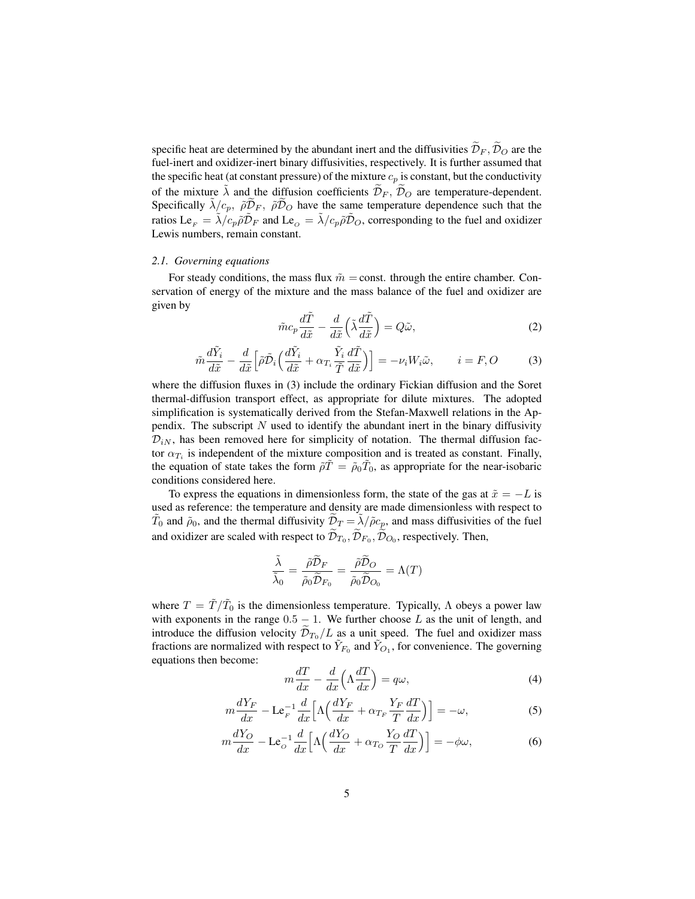specific heat are determined by the abundant inert and the diffusivities $\widetilde{\mathcal{D}}_F, \widetilde{\mathcal{D}}_O$ are the fuel-inert and oxidizer-inert binary diffusivities, respectively. It is further assumed that the specific heat (at constant pressure) of the mixture $c_p$ is constant, but the conductivity of the mixture $\tilde{\lambda}$ and the diffusion coefficients $\widetilde{\mathcal{D}}_F,\ \widetilde{\mathcal{D}}_O$ are temperature-dependent. Specifically $\tilde{\lambda}/c_p,\ \tilde{\rho}\widetilde{\mathcal{D}}_F,\ \tilde{\rho}\widetilde{\mathcal{D}}_O$ have the same temperature dependence such that the ratios $\mathrm{Le}_{_F} = \tilde{\lambda}/c_p\tilde{\rho}\widetilde{\mathcal{D}}_F$ and $\mathrm{Le}_{_O} = \tilde{\lambda}/c_p\tilde{\rho}\widetilde{\mathcal{D}}_O$, corresponding to the fuel and oxidizer Lewis numbers, remain constant.

### *2.1. Governing equations*

For steady conditions, the mass flux $\tilde{m} = $ const. through the entire chamber. Conservation of energy of the mixture and the mass balance of the fuel and oxidizer are given by

$$\tilde{m}c_p\frac{d\tilde{T}}{d\tilde{x}} - \frac{d}{d\tilde{x}}\Big(\tilde{\lambda}\frac{d\tilde{T}}{d\tilde{x}}\Big) = Q\tilde{\omega}, \tag{2}$$

$$\tilde{m}\frac{d\tilde{Y}_i}{d\tilde{x}} - \frac{d}{d\tilde{x}}\Big[\tilde{\rho}\tilde{\mathcal{D}}_i\Big(\frac{d\tilde{Y}_i}{d\tilde{x}} + \alpha_{T_i}\frac{\tilde{Y}_i}{\tilde{T}}\frac{d\tilde{T}}{d\tilde{x}}\Big)\Big] = -\nu_i W_i\tilde{\omega}, \qquad i = F, O \tag{3}$$

where the diffusion fluxes in (3) include the ordinary Fickian diffusion and the Soret thermal-diffusion transport effect, as appropriate for dilute mixtures. The adopted simplification is systematically derived from the Stefan-Maxwell relations in the Appendix. The subscript $N$ used to identify the abundant inert in the binary diffusivity $\mathcal{D}_{iN}$, has been removed here for simplicity of notation. The thermal diffusion factor $\alpha_{T_i}$ is independent of the mixture composition and is treated as constant. Finally, the equation of state takes the form $\tilde{\rho}\tilde{T} = \tilde{\rho}_0\tilde{T}_0$, as appropriate for the near-isobaric conditions considered here.

To express the equations in dimensionless form, the state of the gas at $\tilde{x} = -L$ is used as reference: the temperature and density are made dimensionless with respect to $\tilde{T}_0$ and $\tilde{\rho}_0$, and the thermal diffusivity $\widetilde{\mathcal{D}}_T = \tilde{\lambda}/\tilde{\rho}c_p$, and mass diffusivities of the fuel and oxidizer are scaled with respect to $\widetilde{\mathcal{D}}_{T_0}, \widetilde{\mathcal{D}}_{F_0}, \widetilde{\mathcal{D}}_{O_0}$, respectively. Then,

$$\frac{\tilde{\lambda}}{\tilde{\lambda}_0} = \frac{\tilde{\rho}\widetilde{\mathcal{D}}_F}{\tilde{\rho}_0\widetilde{\mathcal{D}}_{F_0}} = \frac{\tilde{\rho}\widetilde{\mathcal{D}}_O}{\tilde{\rho}_0\widetilde{\mathcal{D}}_{O_0}} = \Lambda(T)$$

where $T = \tilde{T}/\tilde{T}_0$ is the dimensionless temperature. Typically, $\Lambda$ obeys a power law with exponents in the range $0.5 - 1$. We further choose $L$ as the unit of length, and introduce the diffusion velocity $\widetilde{\mathcal{D}}_{T_0}/L$ as a unit speed. The fuel and oxidizer mass fractions are normalized with respect to $\tilde{Y}_{F_0}$ and $\tilde{Y}_{O_1}$, for convenience. The governing equations then become:

$$m\frac{dT}{dx} - \frac{d}{dx}\Big(\Lambda\frac{dT}{dx}\Big) = q\omega, \tag{4}$$

$$m\frac{dY_F}{dx} - \mathrm{Le}_{_F}^{-1}\frac{d}{dx}\Big[\Lambda\Big(\frac{dY_F}{dx} + \alpha_{T_F}\frac{Y_F}{T}\frac{dT}{dx}\Big)\Big] = -\omega, \tag{5}$$

$$m\frac{dY_O}{dx} - \mathrm{Le}_{_O}^{-1}\frac{d}{dx}\Big[\Lambda\Big(\frac{dY_O}{dx} + \alpha_{T_O}\frac{Y_O}{T}\frac{dT}{dx}\Big)\Big] = -\phi\omega, \tag{6}$$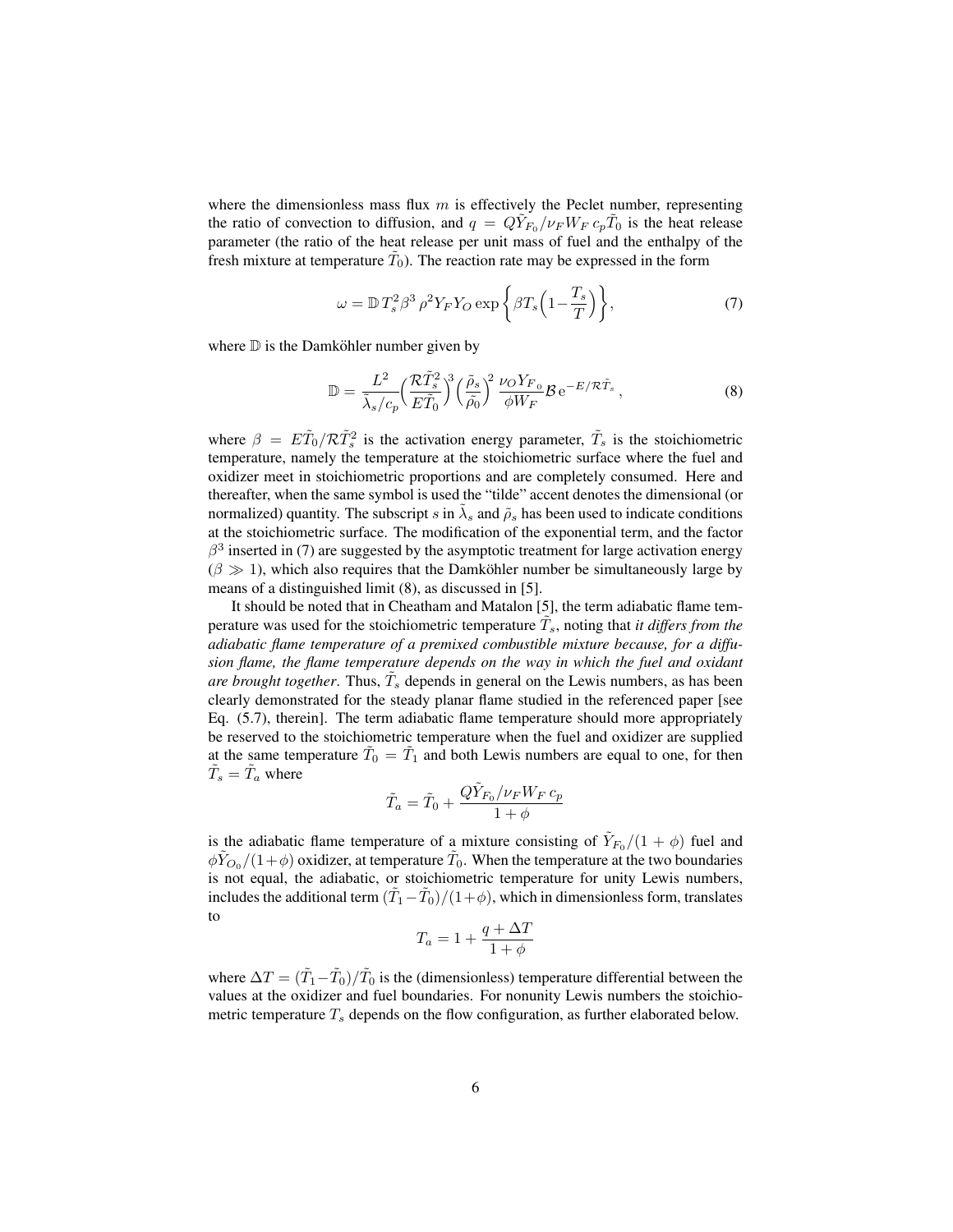where the dimensionless mass flux $m$ is effectively the Peclet number, representing the ratio of convection to diffusion, and $q = Q\tilde{Y}_{F_0}/\nu_F W_F\, c_p \tilde{T}_0$ is the heat release parameter (the ratio of the heat release per unit mass of fuel and the enthalpy of the fresh mixture at temperature $\tilde{T}_0$). The reaction rate may be expressed in the form

$$\omega = \mathbb{D}\, T_s^2 \beta^3\, \rho^2 Y_F Y_O \exp\left\{\beta T_s\Big(1-\frac{T_s}{T}\Big)\right\}, \tag{7}$$

where $\mathbb{D}$ is the Damköhler number given by

$$\mathbb{D} = \frac{L^2}{\tilde{\lambda}_s/c_p}\Big(\frac{\mathcal{R}\tilde{T}_s^2}{E\tilde{T}_0}\Big)^3\Big(\frac{\tilde{\rho}_s}{\tilde{\rho}_0}\Big)^2 \frac{\nu_O Y_{F_0}}{\phi W_F}\mathcal{B}\,\mathrm{e}^{-E/\mathcal{R}\tilde{T}_s}\,, \tag{8}$$

where $\beta = E\tilde{T}_0/\mathcal{R}\tilde{T}_s^2$ is the activation energy parameter, $\tilde{T}_s$ is the stoichiometric temperature, namely the temperature at the stoichiometric surface where the fuel and oxidizer meet in stoichiometric proportions and are completely consumed. Here and thereafter, when the same symbol is used the "tilde" accent denotes the dimensional (or normalized) quantity. The subscript $s$ in $\tilde{\lambda}_s$ and $\tilde{\rho}_s$ has been used to indicate conditions at the stoichiometric surface. The modification of the exponential term, and the factor $\beta^3$ inserted in (7) are suggested by the asymptotic treatment for large activation energy ($\beta \gg 1$), which also requires that the Damköhler number be simultaneously large by means of a distinguished limit (8), as discussed in [5].

It should be noted that in Cheatham and Matalon [5], the term adiabatic flame temperature was used for the stoichiometric temperature $\tilde{T}_s$, noting that *it differs from the adiabatic flame temperature of a premixed combustible mixture because, for a diffusion flame, the flame temperature depends on the way in which the fuel and oxidant are brought together*. Thus, $\tilde{T}_s$ depends in general on the Lewis numbers, as has been clearly demonstrated for the steady planar flame studied in the referenced paper [see Eq. (5.7), therein]. The term adiabatic flame temperature should more appropriately be reserved to the stoichiometric temperature when the fuel and oxidizer are supplied at the same temperature $\tilde{T}_0 = \tilde{T}_1$ and both Lewis numbers are equal to one, for then $\tilde{T}_s = \tilde{T}_a$ where

$$\tilde{T}_a = \tilde{T}_0 + \frac{Q\tilde{Y}_{F_0}/\nu_F W_F\, c_p}{1+\phi}$$

is the adiabatic flame temperature of a mixture consisting of $\tilde{Y}_{F_0}/(1+\phi)$ fuel and $\phi\tilde{Y}_{O_0}/(1+\phi)$ oxidizer, at temperature $\tilde{T}_0$. When the temperature at the two boundaries is not equal, the adiabatic, or stoichiometric temperature for unity Lewis numbers, includes the additional term $(\tilde{T}_1-\tilde{T}_0)/(1+\phi)$, which in dimensionless form, translates to

$$T_a = 1 + \frac{q + \Delta T}{1+\phi}$$

where $\Delta T = (\tilde{T}_1-\tilde{T}_0)/\tilde{T}_0$ is the (dimensionless) temperature differential between the values at the oxidizer and fuel boundaries. For nonunity Lewis numbers the stoichiometric temperature $T_s$ depends on the flow configuration, as further elaborated below.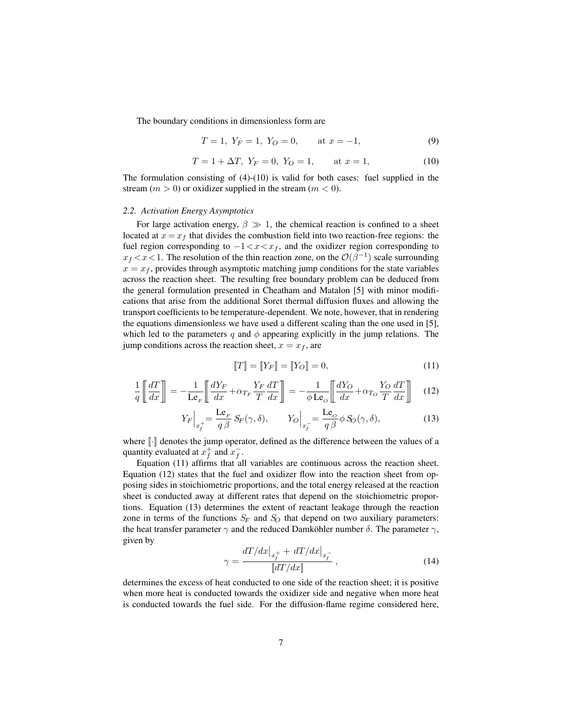The boundary conditions in dimensionless form are

$$T = 1,\ Y_F = 1,\ Y_O = 0, \qquad \text{at } x = -1, \tag{9}$$

$$T = 1 + \Delta T,\ Y_F = 0,\ Y_O = 1, \qquad \text{at } x = 1, \tag{10}$$

The formulation consisting of (4)-(10) is valid for both cases: fuel supplied in the stream ($m > 0$) or oxidizer supplied in the stream ($m < 0$).

### *2.2. Activation Energy Asymptotics*

For large activation energy, $\beta \gg 1$, the chemical reaction is confined to a sheet located at $x = x_f$ that divides the combustion field into two reaction-free regions: the fuel region corresponding to $-1 < x < x_f$, and the oxidizer region corresponding to $x_f < x < 1$. The resolution of the thin reaction zone, on the $\mathcal{O}(\beta^{-1})$ scale surrounding $x = x_f$, provides through asymptotic matching jump conditions for the state variables across the reaction sheet. The resulting free boundary problem can be deduced from the general formulation presented in Cheatham and Matalon [5] with minor modifications that arise from the additional Soret thermal diffusion fluxes and allowing the transport coefficients to be temperature-dependent. We note, however, that in rendering the equations dimensionless we have used a different scaling than the one used in [5], which led to the parameters $q$ and $\phi$ appearing explicitly in the jump relations. The jump conditions across the reaction sheet, $x = x_f$, are

$$[\![T]\!] = [\![Y_F]\!] = [\![Y_O]\!] = 0, \tag{11}$$

$$\frac{1}{q}\left[\!\!\left[\frac{dT}{dx}\right]\!\!\right] = -\frac{1}{\mathrm{Le}_F}\left[\!\!\left[\frac{dY_F}{dx} + \alpha_{T_F}\frac{Y_F}{T}\frac{dT}{dx}\right]\!\!\right] = -\frac{1}{\phi\,\mathrm{Le}_O}\left[\!\!\left[\frac{dY_O}{dx} + \alpha_{T_O}\frac{Y_O}{T}\frac{dT}{dx}\right]\!\!\right] \tag{12}$$

$$Y_F\Big|_{x_f^+} = \frac{\mathrm{Le}_F}{q\,\beta}\, S_F(\gamma,\delta), \qquad Y_O\Big|_{x_f^-} = \frac{\mathrm{Le}_O}{q\,\beta}\phi\, S_O(\gamma,\delta), \tag{13}$$

where $[\![\cdot]\!]$ denotes the jump operator, defined as the difference between the values of a quantity evaluated at $x_f^+$ and $x_f^-$.

Equation (11) affirms that all variables are continuous across the reaction sheet. Equation (12) states that the fuel and oxidizer flow into the reaction sheet from opposing sides in stoichiometric proportions, and the total energy released at the reaction sheet is conducted away at different rates that depend on the stoichiometric proportions. Equation (13) determines the extent of reactant leakage through the reaction zone in terms of the functions $S_F$ and $S_O$ that depend on two auxiliary parameters: the heat transfer parameter $\gamma$ and the reduced Damköhler number $\delta$. The parameter $\gamma$, given by

$$\gamma = \frac{dT/dx\big|_{x_f^+} + dT/dx\big|_{x_f^-}}{[\![dT/dx]\!]}\,, \tag{14}$$

determines the excess of heat conducted to one side of the reaction sheet; it is positive when more heat is conducted towards the oxidizer side and negative when more heat is conducted towards the fuel side. For the diffusion-flame regime considered here,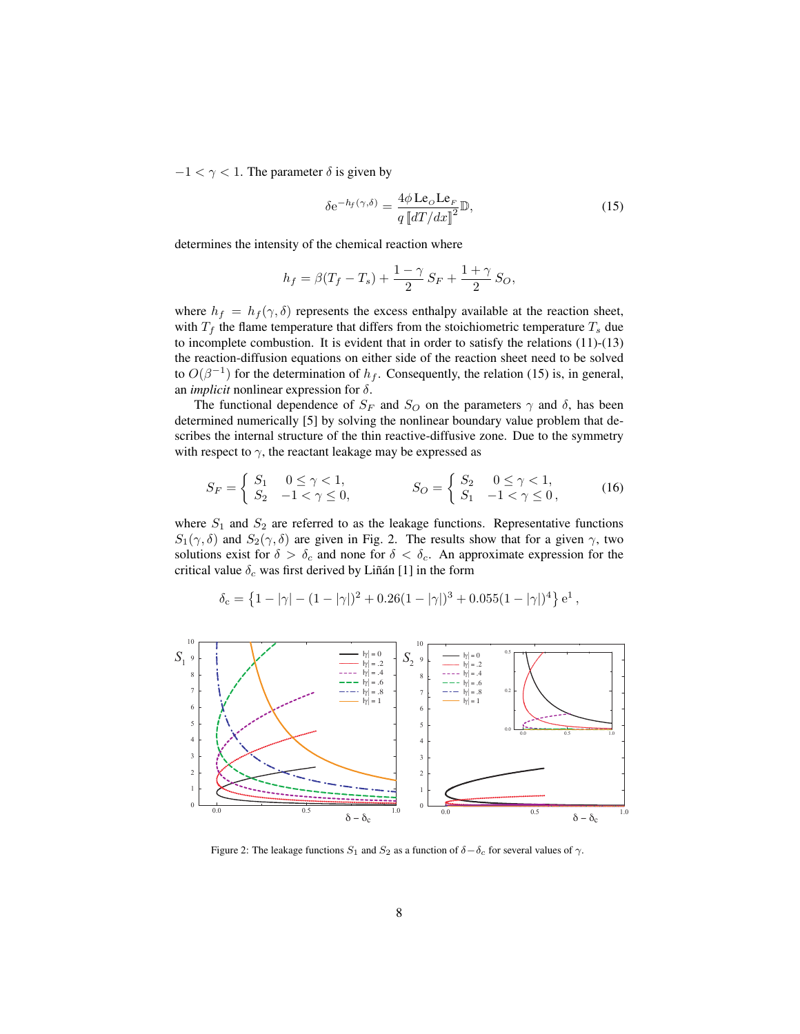$-1 < \gamma < 1$. The parameter $\delta$ is given by

$$\delta \mathrm{e}^{-h_f(\gamma,\delta)} = \frac{4\phi\,\mathrm{Le}_O\mathrm{Le}_F}{q\,[\![dT/dx]\!]^2}\mathbb{D}, \tag{15}$$

determines the intensity of the chemical reaction where

$$h_f = \beta(T_f - T_s) + \frac{1-\gamma}{2}\,S_F + \frac{1+\gamma}{2}\,S_O,$$

where $h_f = h_f(\gamma,\delta)$ represents the excess enthalpy available at the reaction sheet, with $T_f$ the flame temperature that differs from the stoichiometric temperature $T_s$ due to incomplete combustion. It is evident that in order to satisfy the relations (11)-(13) the reaction-diffusion equations on either side of the reaction sheet need to be solved to $O(\beta^{-1})$ for the determination of $h_f$. Consequently, the relation (15) is, in general, an *implicit* nonlinear expression for $\delta$.

The functional dependence of $S_F$ and $S_O$ on the parameters $\gamma$ and $\delta$, has been determined numerically [5] by solving the nonlinear boundary value problem that describes the internal structure of the thin reactive-diffusive zone. Due to the symmetry with respect to $\gamma$, the reactant leakage may be expressed as

$$S_F = \begin{cases} S_1 & 0 \le \gamma < 1, \\ S_2 & -1 < \gamma \le 0, \end{cases} \qquad S_O = \begin{cases} S_2 & 0 \le \gamma < 1, \\ S_1 & -1 < \gamma \le 0\,, \end{cases} \tag{16}$$

where $S_1$ and $S_2$ are referred to as the leakage functions. Representative functions $S_1(\gamma,\delta)$ and $S_2(\gamma,\delta)$ are given in Fig. 2. The results show that for a given $\gamma$, two solutions exist for $\delta > \delta_c$ and none for $\delta < \delta_c$. An approximate expression for the critical value $\delta_c$ was first derived by Liñán [1] in the form

$$\delta_c = \left\{1 - |\gamma| - (1-|\gamma|)^2 + 0.26(1-|\gamma|)^3 + 0.055(1-|\gamma|)^4\right\}\mathrm{e}^1\,,$$

Figure 2: The leakage functions $S_1$ and $S_2$ as a function of $\delta - \delta_c$ for several values of $\gamma$.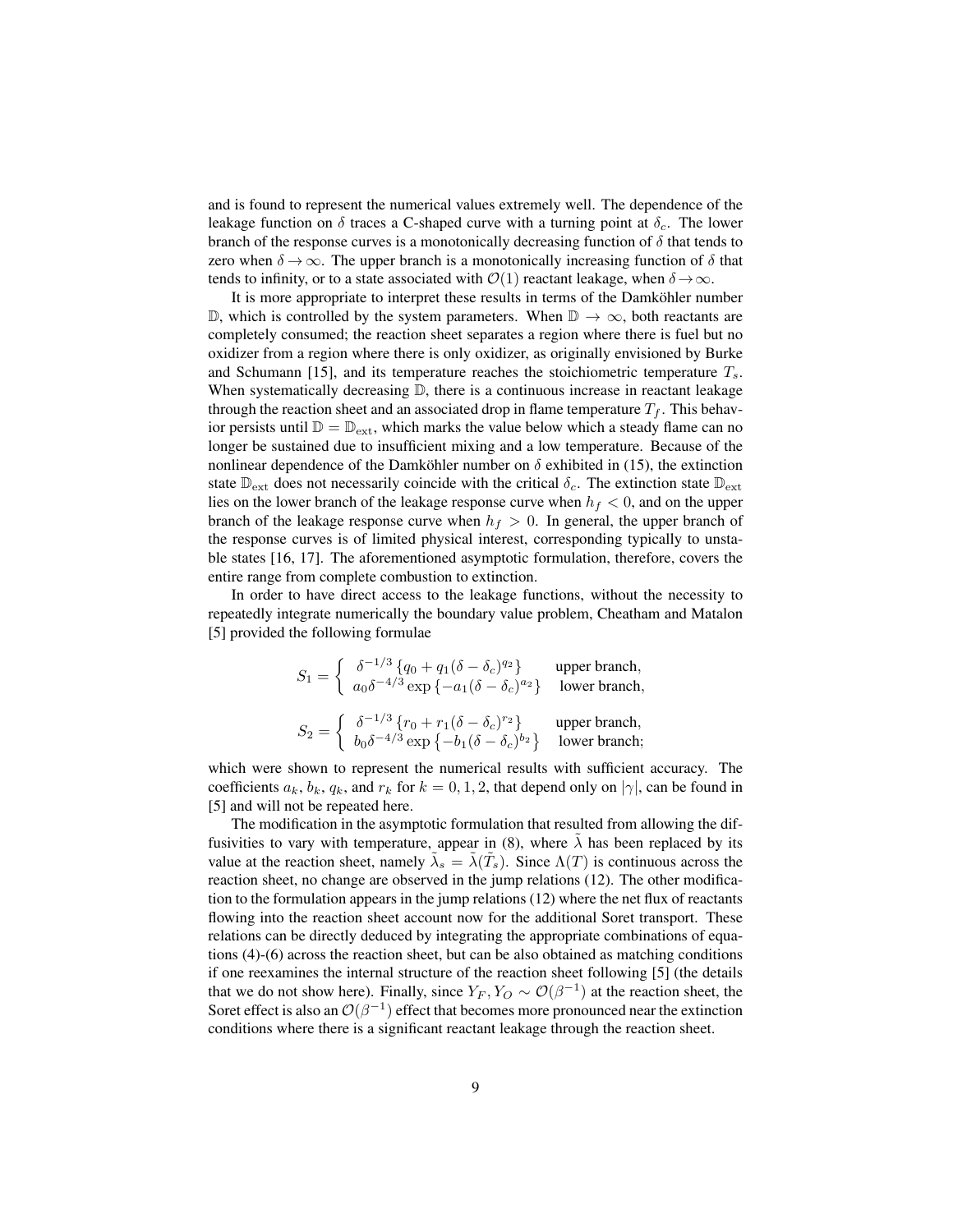and is found to represent the numerical values extremely well. The dependence of the leakage function on $\delta$ traces a C-shaped curve with a turning point at $\delta_c$. The lower branch of the response curves is a monotonically decreasing function of $\delta$ that tends to zero when $\delta \to \infty$. The upper branch is a monotonically increasing function of $\delta$ that tends to infinity, or to a state associated with $\mathcal{O}(1)$ reactant leakage, when $\delta \to \infty$.

It is more appropriate to interpret these results in terms of the Damköhler number $\mathbb{D}$, which is controlled by the system parameters. When $\mathbb{D} \to \infty$, both reactants are completely consumed; the reaction sheet separates a region where there is fuel but no oxidizer from a region where there is only oxidizer, as originally envisioned by Burke and Schumann [15], and its temperature reaches the stoichiometric temperature $T_s$. When systematically decreasing $\mathbb{D}$, there is a continuous increase in reactant leakage through the reaction sheet and an associated drop in flame temperature $T_f$. This behavior persists until $\mathbb{D} = \mathbb{D}_{\rm ext}$, which marks the value below which a steady flame can no longer be sustained due to insufficient mixing and a low temperature. Because of the nonlinear dependence of the Damköhler number on $\delta$ exhibited in (15), the extinction state $\mathbb{D}_{\rm ext}$ does not necessarily coincide with the critical $\delta_c$. The extinction state $\mathbb{D}_{\rm ext}$ lies on the lower branch of the leakage response curve when $h_f < 0$, and on the upper branch of the leakage response curve when $h_f > 0$. In general, the upper branch of the response curves is of limited physical interest, corresponding typically to unstable states [16, 17]. The aforementioned asymptotic formulation, therefore, covers the entire range from complete combustion to extinction.

In order to have direct access to the leakage functions, without the necessity to repeatedly integrate numerically the boundary value problem, Cheatham and Matalon [5] provided the following formulae

$$S_1 = \begin{cases} \delta^{-1/3}\left\{q_0 + q_1(\delta - \delta_c)^{q_2}\right\} & \text{upper branch,} \\ a_0\delta^{-4/3}\exp\left\{-a_1(\delta - \delta_c)^{a_2}\right\} & \text{lower branch,} \end{cases}$$

$$S_2 = \begin{cases} \delta^{-1/3}\left\{r_0 + r_1(\delta - \delta_c)^{r_2}\right\} & \text{upper branch,} \\ b_0\delta^{-4/3}\exp\left\{-b_1(\delta - \delta_c)^{b_2}\right\} & \text{lower branch;} \end{cases}$$

which were shown to represent the numerical results with sufficient accuracy. The coefficients $a_k$, $b_k$, $q_k$, and $r_k$ for $k = 0, 1, 2$, that depend only on $|\gamma|$, can be found in [5] and will not be repeated here.

The modification in the asymptotic formulation that resulted from allowing the diffusivities to vary with temperature, appear in (8), where $\tilde{\lambda}$ has been replaced by its value at the reaction sheet, namely $\tilde{\lambda}_s = \tilde{\lambda}(\tilde{T}_s)$. Since $\Lambda(T)$ is continuous across the reaction sheet, no change are observed in the jump relations (12). The other modification to the formulation appears in the jump relations (12) where the net flux of reactants flowing into the reaction sheet account now for the additional Soret transport. These relations can be directly deduced by integrating the appropriate combinations of equations (4)-(6) across the reaction sheet, but can be also obtained as matching conditions if one reexamines the internal structure of the reaction sheet following [5] (the details that we do not show here). Finally, since $Y_F, Y_O \sim \mathcal{O}(\beta^{-1})$ at the reaction sheet, the Soret effect is also an $\mathcal{O}(\beta^{-1})$ effect that becomes more pronounced near the extinction conditions where there is a significant reactant leakage through the reaction sheet.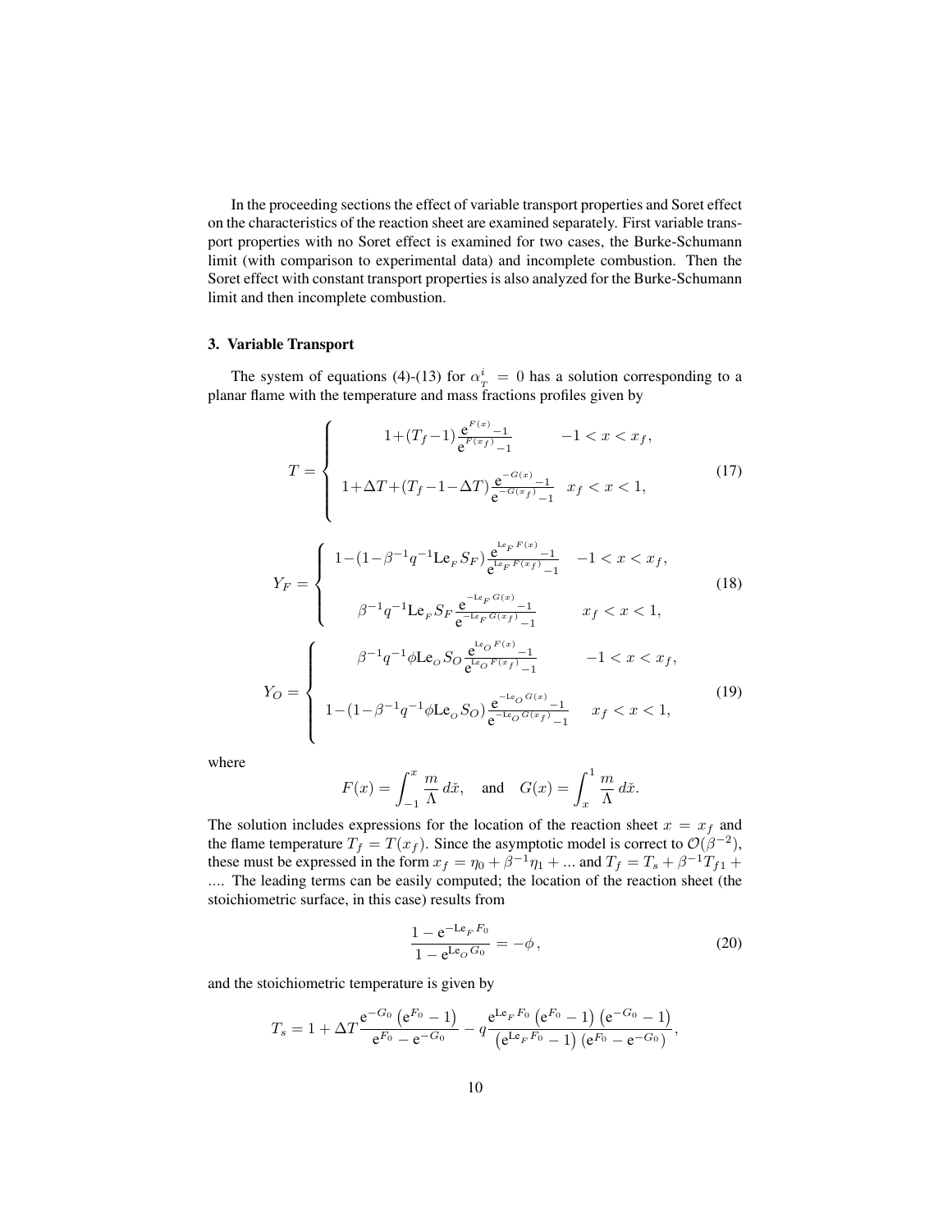In the proceeding sections the effect of variable transport properties and Soret effect on the characteristics of the reaction sheet are examined separately. First variable transport properties with no Soret effect is examined for two cases, the Burke-Schumann limit (with comparison to experimental data) and incomplete combustion. Then the Soret effect with constant transport properties is also analyzed for the Burke-Schumann limit and then incomplete combustion.

### 3. Variable Transport

The system of equations (4)-(13) for $\alpha_T^i = 0$ has a solution corresponding to a planar flame with the temperature and mass fractions profiles given by

$$
T = \begin{cases} 1+(T_f-1)\dfrac{e^{F(x)}-1}{e^{F(x_f)}-1} & -1 < x < x_f, \\[2ex] 1+\Delta T+(T_f-1-\Delta T)\dfrac{e^{-G(x)}-1}{e^{-G(x_f)}-1} & x_f < x < 1, \end{cases} \tag{17}
$$

$$
Y_F = \begin{cases} 1-(1-\beta^{-1}q^{-1}\mathrm{Le}_F S_F)\dfrac{e^{\mathrm{Le}_F F(x)}-1}{e^{\mathrm{Le}_F F(x_f)}-1} & -1 < x < x_f, \\[2ex] \beta^{-1}q^{-1}\mathrm{Le}_F S_F \dfrac{e^{-\mathrm{Le}_F G(x)}-1}{e^{-\mathrm{Le}_F G(x_f)}-1} & x_f < x < 1, \end{cases} \tag{18}
$$

$$
Y_O = \begin{cases} \beta^{-1}q^{-1}\phi\mathrm{Le}_O S_O \dfrac{e^{\mathrm{Le}_O F(x)}-1}{e^{\mathrm{Le}_O F(x_f)}-1} & -1 < x < x_f, \\[2ex] 1-(1-\beta^{-1}q^{-1}\phi\mathrm{Le}_O S_O)\dfrac{e^{-\mathrm{Le}_O G(x)}-1}{e^{-\mathrm{Le}_O G(x_f)}-1} & x_f < x < 1, \end{cases} \tag{19}
$$

where

$$
F(x) = \int_{-1}^{x} \frac{m}{\Lambda}\, d\check{x}, \quad \text{and} \quad G(x) = \int_{x}^{1} \frac{m}{\Lambda}\, d\check{x}.
$$

The solution includes expressions for the location of the reaction sheet $x = x_f$ and the flame temperature $T_f = T(x_f)$. Since the asymptotic model is correct to $\mathcal{O}(\beta^{-2})$, these must be expressed in the form $x_f = \eta_0 + \beta^{-1}\eta_1 + ...$ and $T_f = T_s + \beta^{-1}T_{f1} + ....$ The leading terms can be easily computed; the location of the reaction sheet (the stoichiometric surface, in this case) results from

$$
\frac{1 - e^{-\mathrm{Le}_F F_0}}{1 - e^{\mathrm{Le}_O G_0}} = -\phi\,, \tag{20}
$$

and the stoichiometric temperature is given by

$$
T_s = 1 + \Delta T \frac{e^{-G_0}\left(e^{F_0} - 1\right)}{e^{F_0} - e^{-G_0}} - q\frac{e^{\mathrm{Le}_F F_0}\left(e^{F_0} - 1\right)\left(e^{-G_0} - 1\right)}{\left(e^{\mathrm{Le}_F F_0} - 1\right)\left(e^{F_0} - e^{-G_0}\right)},
$$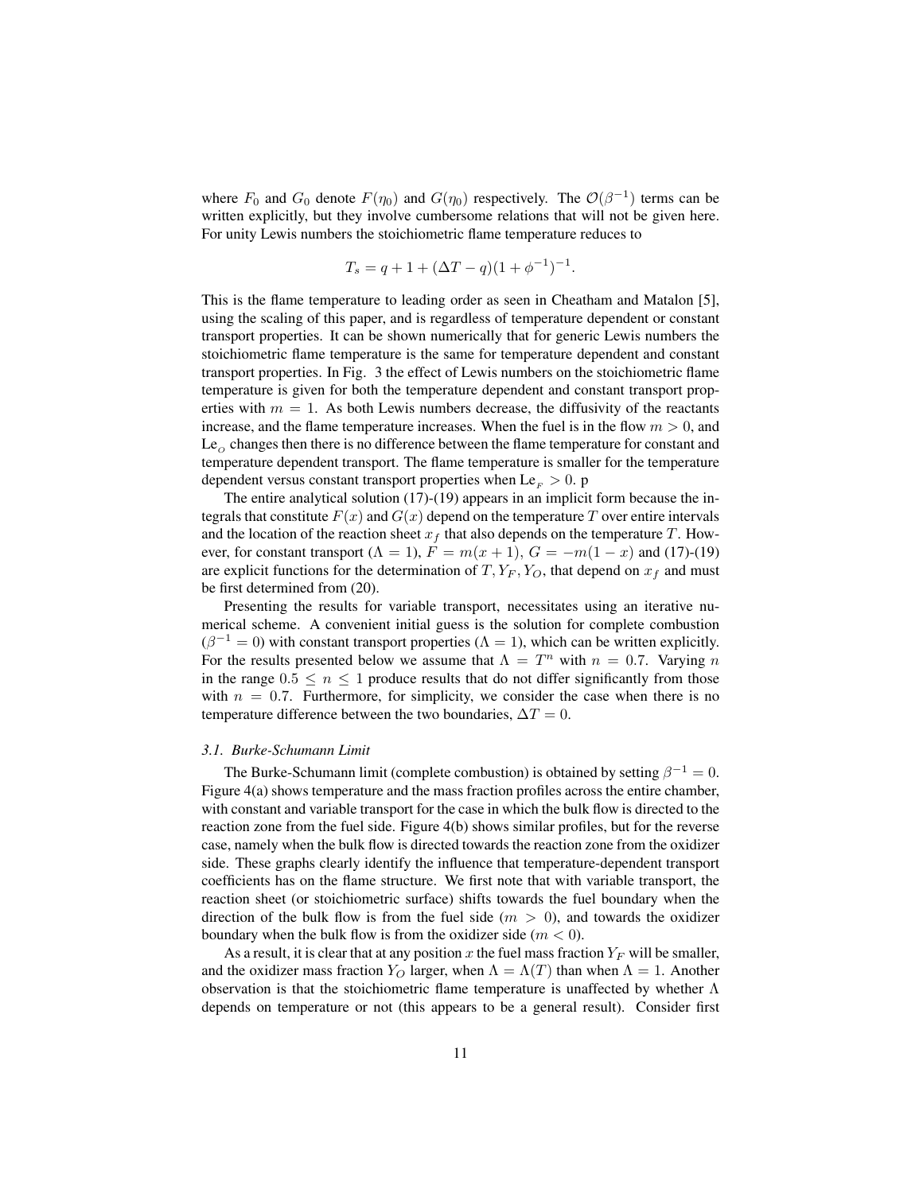where $F_0$ and $G_0$ denote $F(\eta_0)$ and $G(\eta_0)$ respectively. The $\mathcal{O}(\beta^{-1})$ terms can be written explicitly, but they involve cumbersome relations that will not be given here. For unity Lewis numbers the stoichiometric flame temperature reduces to

$$T_s = q + 1 + (\Delta T - q)(1 + \phi^{-1})^{-1}.$$

This is the flame temperature to leading order as seen in Cheatham and Matalon [5], using the scaling of this paper, and is regardless of temperature dependent or constant transport properties. It can be shown numerically that for generic Lewis numbers the stoichiometric flame temperature is the same for temperature dependent and constant transport properties. In Fig. 3 the effect of Lewis numbers on the stoichiometric flame temperature is given for both the temperature dependent and constant transport properties with $m = 1$. As both Lewis numbers decrease, the diffusivity of the reactants increase, and the flame temperature increases. When the fuel is in the flow $m > 0$, and $\mathrm{Le}_O$ changes then there is no difference between the flame temperature for constant and temperature dependent transport. The flame temperature is smaller for the temperature dependent versus constant transport properties when $\mathrm{Le}_F > 0$. p

The entire analytical solution (17)-(19) appears in an implicit form because the integrals that constitute $F(x)$ and $G(x)$ depend on the temperature $T$ over entire intervals and the location of the reaction sheet $x_f$ that also depends on the temperature $T$. However, for constant transport ($\Lambda = 1$), $F = m(x + 1)$, $G = -m(1 - x)$ and (17)-(19) are explicit functions for the determination of $T, Y_F, Y_O$, that depend on $x_f$ and must be first determined from (20).

Presenting the results for variable transport, necessitates using an iterative numerical scheme. A convenient initial guess is the solution for complete combustion ($\beta^{-1} = 0$) with constant transport properties ($\Lambda = 1$), which can be written explicitly. For the results presented below we assume that $\Lambda = T^n$ with $n = 0.7$. Varying $n$ in the range $0.5 \leq n \leq 1$ produce results that do not differ significantly from those with $n = 0.7$. Furthermore, for simplicity, we consider the case when there is no temperature difference between the two boundaries, $\Delta T = 0$.

### *3.1. Burke-Schumann Limit*

The Burke-Schumann limit (complete combustion) is obtained by setting $\beta^{-1} = 0$. Figure 4(a) shows temperature and the mass fraction profiles across the entire chamber, with constant and variable transport for the case in which the bulk flow is directed to the reaction zone from the fuel side. Figure 4(b) shows similar profiles, but for the reverse case, namely when the bulk flow is directed towards the reaction zone from the oxidizer side. These graphs clearly identify the influence that temperature-dependent transport coefficients has on the flame structure. We first note that with variable transport, the reaction sheet (or stoichiometric surface) shifts towards the fuel boundary when the direction of the bulk flow is from the fuel side ($m > 0$), and towards the oxidizer boundary when the bulk flow is from the oxidizer side ($m < 0$).

As a result, it is clear that at any position $x$ the fuel mass fraction $Y_F$ will be smaller, and the oxidizer mass fraction $Y_O$ larger, when $\Lambda = \Lambda(T)$ than when $\Lambda = 1$. Another observation is that the stoichiometric flame temperature is unaffected by whether $\Lambda$ depends on temperature or not (this appears to be a general result). Consider first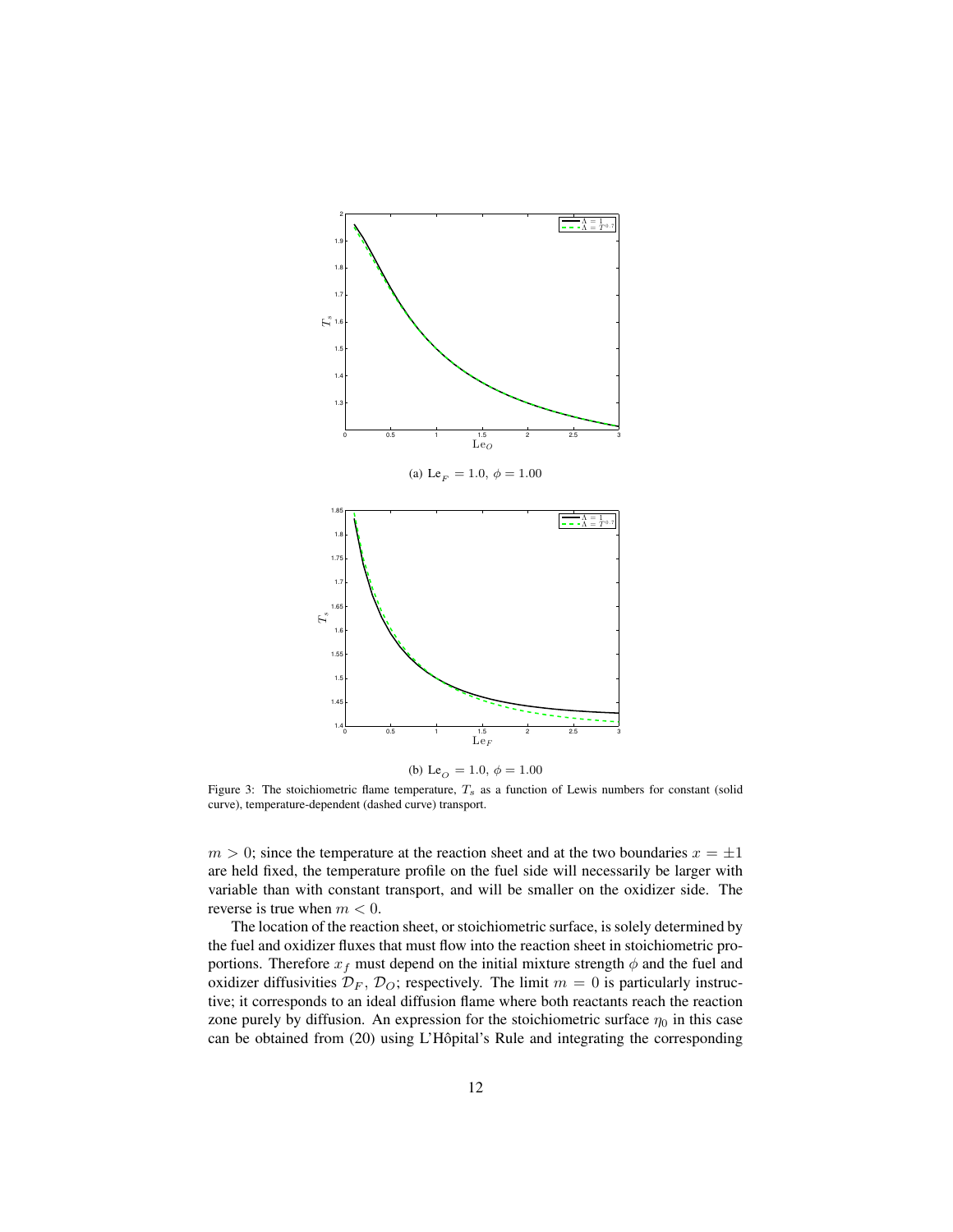(a) $\mathrm{Le}_F = 1.0$, $\phi = 1.00$

(b) $\mathrm{Le}_O = 1.0$, $\phi = 1.00$

Figure 3: The stoichiometric flame temperature, $T_s$ as a function of Lewis numbers for constant (solid curve), temperature-dependent (dashed curve) transport.

$m > 0$; since the temperature at the reaction sheet and at the two boundaries $x = \pm 1$ are held fixed, the temperature profile on the fuel side will necessarily be larger with variable than with constant transport, and will be smaller on the oxidizer side. The reverse is true when $m < 0$.

The location of the reaction sheet, or stoichiometric surface, is solely determined by the fuel and oxidizer fluxes that must flow into the reaction sheet in stoichiometric proportions. Therefore $x_f$ must depend on the initial mixture strength $\phi$ and the fuel and oxidizer diffusivities $\mathcal{D}_F$, $\mathcal{D}_O$; respectively. The limit $m = 0$ is particularly instructive; it corresponds to an ideal diffusion flame where both reactants reach the reaction zone purely by diffusion. An expression for the stoichiometric surface $\eta_0$ in this case can be obtained from (20) using L'Hôpital's Rule and integrating the corresponding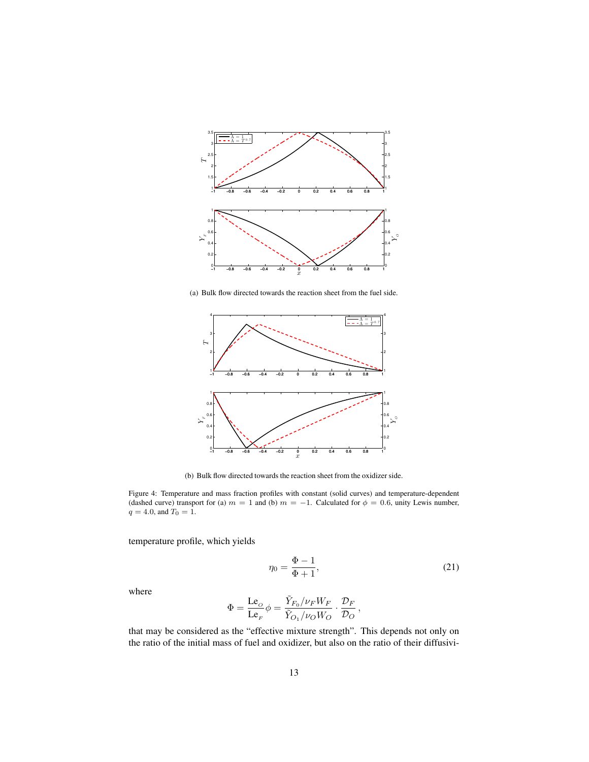(a) Bulk flow directed towards the reaction sheet from the fuel side.

(b) Bulk flow directed towards the reaction sheet from the oxidizer side.

Figure 4: Temperature and mass fraction profiles with constant (solid curves) and temperature-dependent (dashed curve) transport for (a) $m = 1$ and (b) $m = -1$. Calculated for $\phi = 0.6$, unity Lewis number, $q = 4.0$, and $T_0 = 1$.

temperature profile, which yields

$$\eta_0 = \frac{\Phi - 1}{\Phi + 1}, \tag{21}$$

where

$$\Phi = \frac{\mathrm{Le}_O}{\mathrm{Le}_F}\phi = \frac{\tilde{Y}_{F_0}/\nu_F W_F}{\tilde{Y}_{O_1}/\nu_O W_O} \cdot \frac{\mathcal{D}_F}{\mathcal{D}_O},$$

that may be considered as the "effective mixture strength". This depends not only on the ratio of the initial mass of fuel and oxidizer, but also on the ratio of their diffusivi-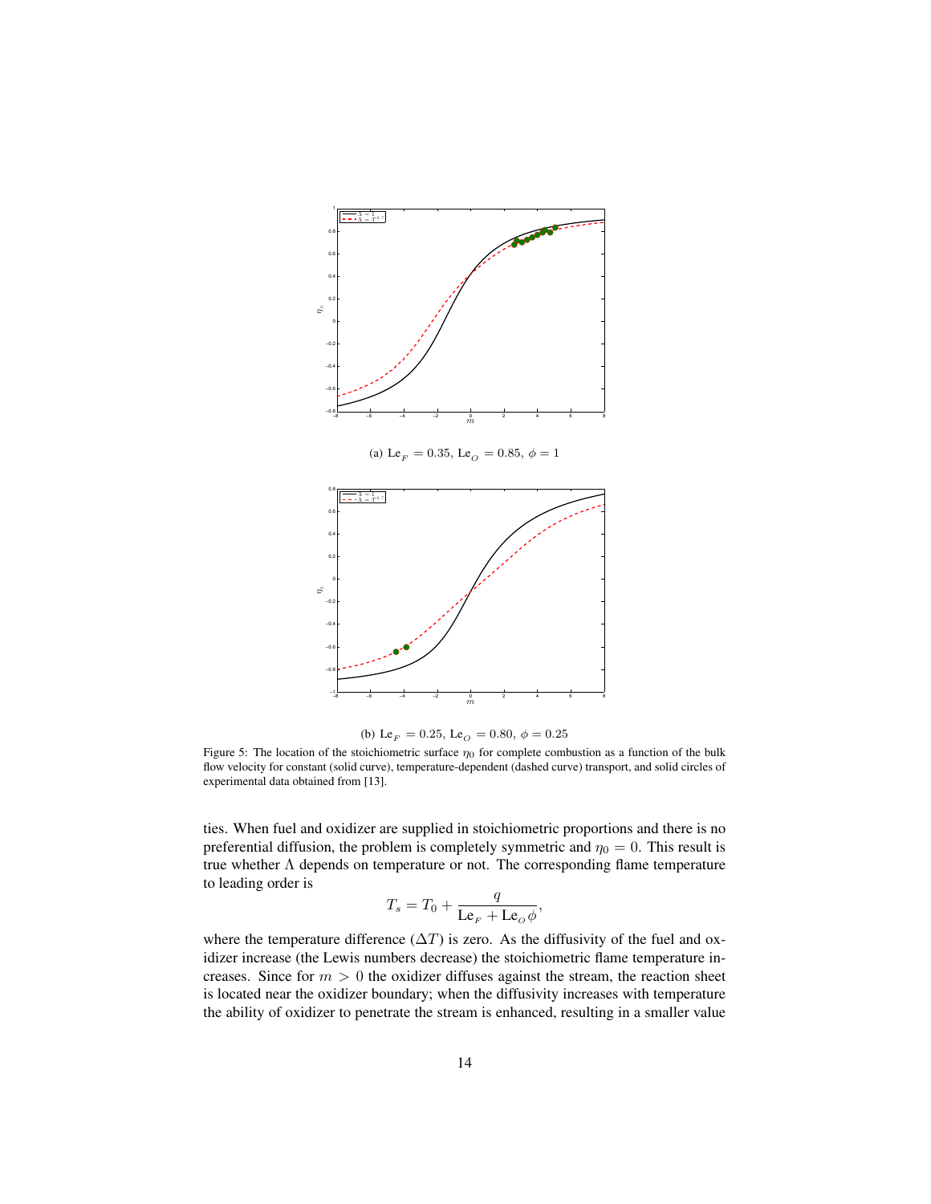(a) $\mathrm{Le}_F = 0.35$, $\mathrm{Le}_O = 0.85$, $\phi = 1$

(b) $\mathrm{Le}_F = 0.25$, $\mathrm{Le}_O = 0.80$, $\phi = 0.25$

Figure 5: The location of the stoichiometric surface $\eta_0$ for complete combustion as a function of the bulk flow velocity for constant (solid curve), temperature-dependent (dashed curve) transport, and solid circles of experimental data obtained from [13].

ties. When fuel and oxidizer are supplied in stoichiometric proportions and there is no preferential diffusion, the problem is completely symmetric and $\eta_0 = 0$. This result is true whether $\Lambda$ depends on temperature or not. The corresponding flame temperature to leading order is

$$T_s = T_0 + \frac{q}{\mathrm{Le}_F + \mathrm{Le}_O\,\phi},$$

where the temperature difference ($\Delta T$) is zero. As the diffusivity of the fuel and oxidizer increase (the Lewis numbers decrease) the stoichiometric flame temperature increases. Since for $m > 0$ the oxidizer diffuses against the stream, the reaction sheet is located near the oxidizer boundary; when the diffusivity increases with temperature the ability of oxidizer to penetrate the stream is enhanced, resulting in a smaller value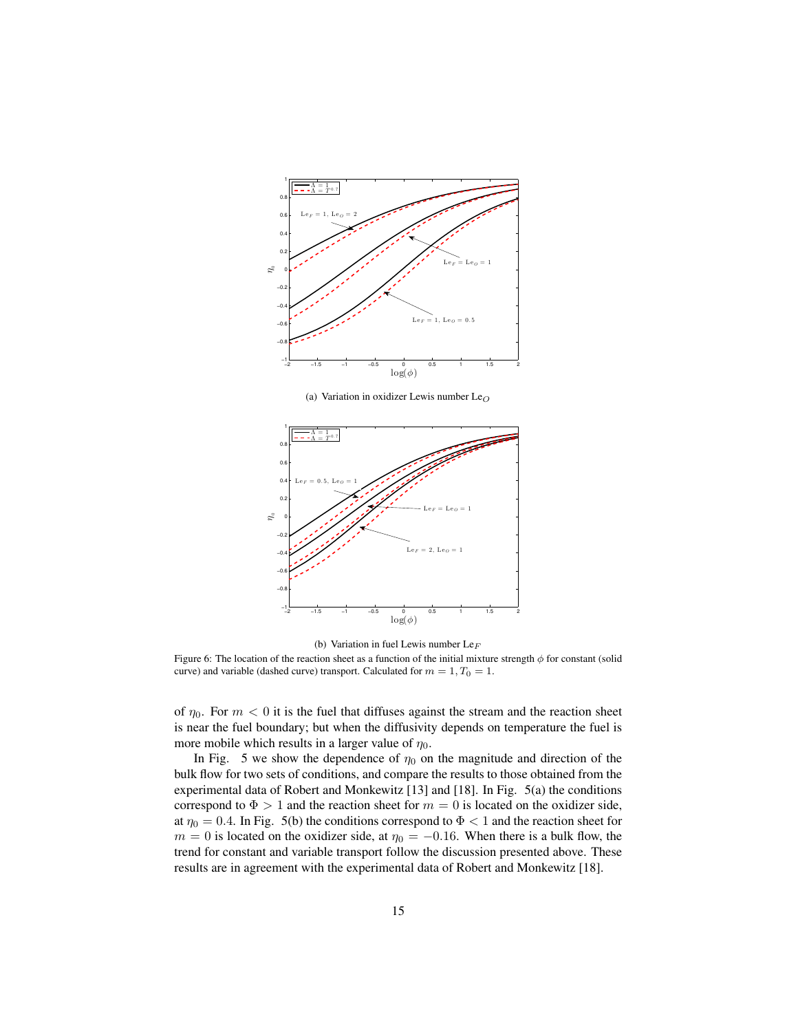(a) Variation in oxidizer Lewis number $\mathrm{Le}_O$

(b) Variation in fuel Lewis number $\mathrm{Le}_F$

Figure 6: The location of the reaction sheet as a function of the initial mixture strength $\phi$ for constant (solid curve) and variable (dashed curve) transport. Calculated for $m = 1, T_0 = 1$.

of $\eta_0$. For $m < 0$ it is the fuel that diffuses against the stream and the reaction sheet is near the fuel boundary; but when the diffusivity depends on temperature the fuel is more mobile which results in a larger value of $\eta_0$.

In Fig. 5 we show the dependence of $\eta_0$ on the magnitude and direction of the bulk flow for two sets of conditions, and compare the results to those obtained from the experimental data of Robert and Monkewitz [13] and [18]. In Fig. 5(a) the conditions correspond to $\Phi > 1$ and the reaction sheet for $m = 0$ is located on the oxidizer side, at $\eta_0 = 0.4$. In Fig. 5(b) the conditions correspond to $\Phi < 1$ and the reaction sheet for $m = 0$ is located on the oxidizer side, at $\eta_0 = -0.16$. When there is a bulk flow, the trend for constant and variable transport follow the discussion presented above. These results are in agreement with the experimental data of Robert and Monkewitz [18].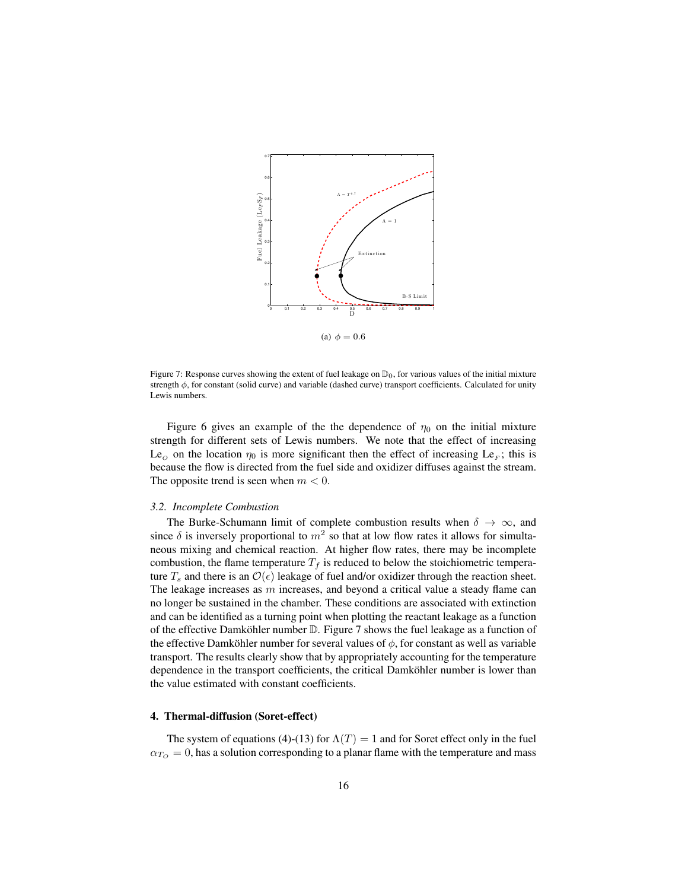(a) $\phi = 0.6$

Figure 7: Response curves showing the extent of fuel leakage on $\mathbb{D}_0$, for various values of the initial mixture strength $\phi$, for constant (solid curve) and variable (dashed curve) transport coefficients. Calculated for unity Lewis numbers.

Figure 6 gives an example of the the dependence of $\eta_0$ on the initial mixture strength for different sets of Lewis numbers. We note that the effect of increasing $\mathrm{Le}_O$ on the location $\eta_0$ is more significant then the effect of increasing $\mathrm{Le}_F$; this is because the flow is directed from the fuel side and oxidizer diffuses against the stream. The opposite trend is seen when $m < 0$.

### *3.2. Incomplete Combustion*

The Burke-Schumann limit of complete combustion results when $\delta \to \infty$, and since $\delta$ is inversely proportional to $m^2$ so that at low flow rates it allows for simultaneous mixing and chemical reaction. At higher flow rates, there may be incomplete combustion, the flame temperature $T_f$ is reduced to below the stoichiometric temperature $T_s$ and there is an $\mathcal{O}(\epsilon)$ leakage of fuel and/or oxidizer through the reaction sheet. The leakage increases as $m$ increases, and beyond a critical value a steady flame can no longer be sustained in the chamber. These conditions are associated with extinction and can be identified as a turning point when plotting the reactant leakage as a function of the effective Damköhler number $\mathbb{D}$. Figure 7 shows the fuel leakage as a function of the effective Damköhler number for several values of $\phi$, for constant as well as variable transport. The results clearly show that by appropriately accounting for the temperature dependence in the transport coefficients, the critical Damköhler number is lower than the value estimated with constant coefficients.

## 4. Thermal-diffusion (Soret-effect)

The system of equations (4)-(13) for $\Lambda(T) = 1$ and for Soret effect only in the fuel $\alpha_{T_O} = 0$, has a solution corresponding to a planar flame with the temperature and mass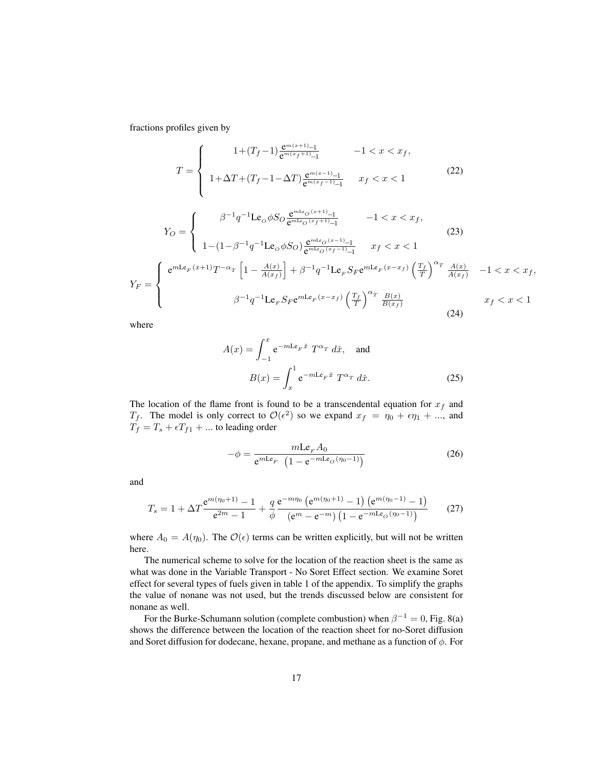fractions profiles given by

$$
T = \begin{cases} 1+(T_f-1)\frac{\mathrm{e}^{m(x+1)}-1}{\mathrm{e}^{m(x_f+1)}-1} & -1 < x < x_f, \\ 1+\Delta T+(T_f-1-\Delta T)\frac{\mathrm{e}^{m(x-1)}-1}{\mathrm{e}^{m(x_f-1)}-1} & x_f < x < 1 \end{cases} \tag{22}
$$

$$
Y_O = \begin{cases} \beta^{-1}q^{-1}\mathrm{Le}_O\phi S_O\frac{\mathrm{e}^{m\mathrm{Le}_O(x+1)}-1}{\mathrm{e}^{m\mathrm{Le}_O(x_f+1)}-1} & -1 < x < x_f, \\ 1-(1-\beta^{-1}q^{-1}\mathrm{Le}_O\phi S_O)\frac{\mathrm{e}^{m\mathrm{Le}_O(x-1)}-1}{\mathrm{e}^{m\mathrm{Le}_O(x_f-1)}-1} & x_f < x < 1 \end{cases} \tag{23}
$$

$$
Y_F = \begin{cases} \mathrm{e}^{m\mathrm{Le}_F(x+1)}T^{-\alpha_T}\left[1-\frac{A(x)}{A(x_f)}\right]+\beta^{-1}q^{-1}\mathrm{Le}_F S_F\mathrm{e}^{m\mathrm{Le}_F(x-x_f)}\left(\frac{T_f}{T}\right)^{\alpha_T}\frac{A(x)}{A(x_f)} & -1 < x < x_f, \\ \beta^{-1}q^{-1}\mathrm{Le}_F S_F\mathrm{e}^{m\mathrm{Le}_F(x-x_f)}\left(\frac{T_f}{T}\right)^{\alpha_T}\frac{B(x)}{B(x_f)} & x_f < x < 1 \end{cases} \tag{24}
$$

where

$$
A(x) = \int_{-1}^{x} \mathrm{e}^{-m\mathrm{Le}_F\check{x}}\, T^{\alpha_T}\, d\check{x}, \quad \text{and} \quad B(x) = \int_{x}^{1} \mathrm{e}^{-m\mathrm{Le}_F\check{x}}\, T^{\alpha_T}\, d\check{x}. \tag{25}
$$

The location of the flame front is found to be a transcendental equation for $x_f$ and $T_f$. The model is only correct to $\mathcal{O}(\epsilon^2)$ so we expand $x_f = \eta_0 + \epsilon\eta_1 + ...$, and $T_f = T_s + \epsilon T_{f1} + ...$ to leading order

$$
-\phi = \frac{m\mathrm{Le}_F A_0}{\mathrm{e}^{m\mathrm{Le}_F}\left(1-\mathrm{e}^{-m\mathrm{Le}_O(\eta_0-1)}\right)} \tag{26}
$$

and

$$
T_s = 1+\Delta T\frac{\mathrm{e}^{m(\eta_0+1)}-1}{\mathrm{e}^{2m}-1}+\frac{q}{\phi}\frac{\mathrm{e}^{-m\eta_0}\left(\mathrm{e}^{m(\eta_0+1)}-1\right)\left(\mathrm{e}^{m(\eta_0-1)}-1\right)}{\left(\mathrm{e}^{m}-\mathrm{e}^{-m}\right)\left(1-\mathrm{e}^{-m\mathrm{Le}_O(\eta_0-1)}\right)} \tag{27}
$$

where $A_0 = A(\eta_0)$. The $\mathcal{O}(\epsilon)$ terms can be written explicitly, but will not be written here.

The numerical scheme to solve for the location of the reaction sheet is the same as what was done in the Variable Transport - No Soret Effect section. We examine Soret effect for several types of fuels given in table 1 of the appendix. To simplify the graphs the value of nonane was not used, but the trends discussed below are consistent for nonane as well.

For the Burke-Schumann solution (complete combustion) when $\beta^{-1} = 0$, Fig. 8(a) shows the difference between the location of the reaction sheet for no-Soret diffusion and Soret diffusion for dodecane, hexane, propane, and methane as a function of $\phi$. For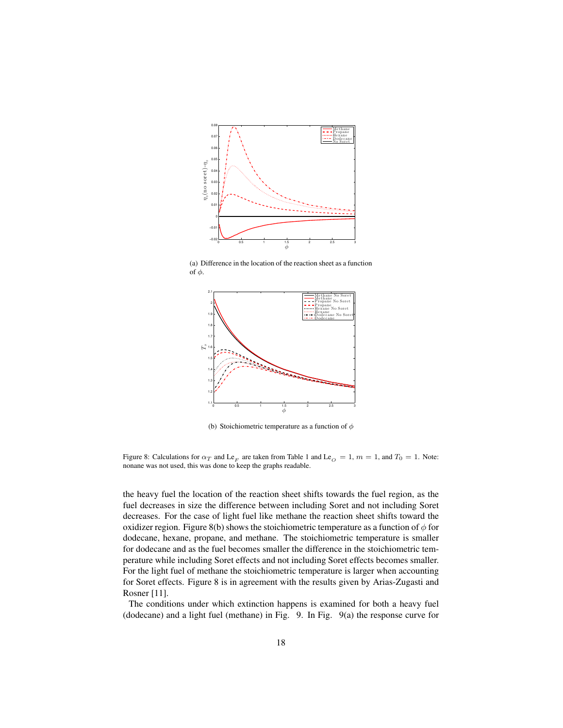(a) Difference in the location of the reaction sheet as a function of $\phi$.

(b) Stoichiometric temperature as a function of $\phi$

Figure 8: Calculations for $\alpha_T$ and $\mathrm{Le}_F$ are taken from Table 1 and $\mathrm{Le}_O = 1$, $m = 1$, and $T_0 = 1$. Note: nonane was not used, this was done to keep the graphs readable.

the heavy fuel the location of the reaction sheet shifts towards the fuel region, as the fuel decreases in size the difference between including Soret and not including Soret decreases. For the case of light fuel like methane the reaction sheet shifts toward the oxidizer region. Figure 8(b) shows the stoichiometric temperature as a function of $\phi$ for dodecane, hexane, propane, and methane. The stoichiometric temperature is smaller for dodecane and as the fuel becomes smaller the difference in the stoichiometric temperature while including Soret effects and not including Soret effects becomes smaller. For the light fuel of methane the stoichiometric temperature is larger when accounting for Soret effects. Figure 8 is in agreement with the results given by Arias-Zugasti and Rosner [11].

The conditions under which extinction happens is examined for both a heavy fuel (dodecane) and a light fuel (methane) in Fig. 9. In Fig. 9(a) the response curve for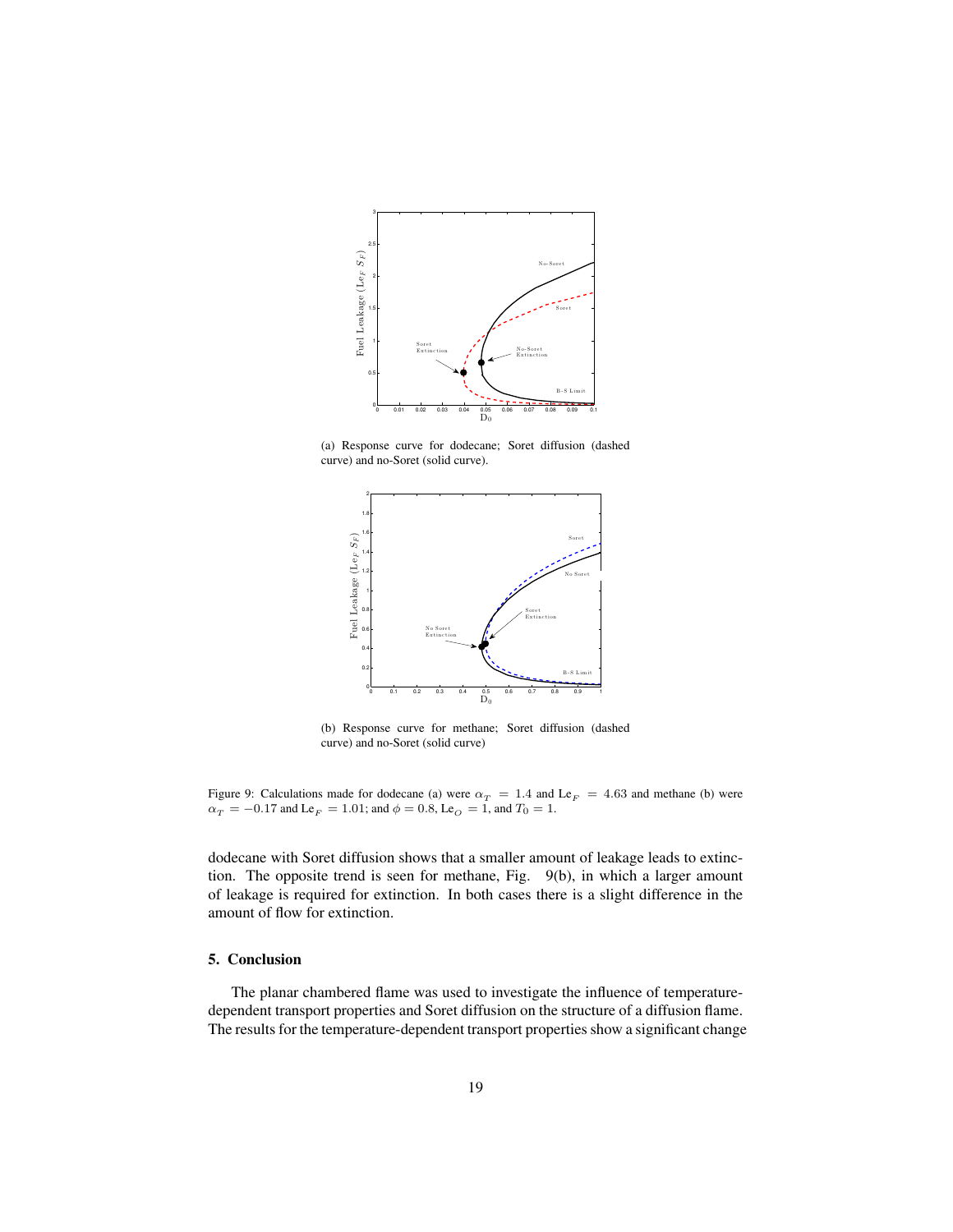(a) Response curve for dodecane; Soret diffusion (dashed curve) and no-Soret (solid curve).

(b) Response curve for methane; Soret diffusion (dashed curve) and no-Soret (solid curve).

Figure 9: Calculations made for dodecane (a) were $\alpha_T = 1.4$ and $\mathrm{Le}_F = 4.63$ and methane (b) were $\alpha_T = -0.17$ and $\mathrm{Le}_F = 1.01$; and $\phi = 0.8$, $\mathrm{Le}_O = 1$, and $T_0 = 1$.

dodecane with Soret diffusion shows that a smaller amount of leakage leads to extinction. The opposite trend is seen for methane, Fig. 9(b), in which a larger amount of leakage is required for extinction. In both cases there is a slight difference in the amount of flow for extinction.

## 5. Conclusion

The planar chambered flame was used to investigate the influence of temperature-dependent transport properties and Soret diffusion on the structure of a diffusion flame. The results for the temperature-dependent transport properties show a significant change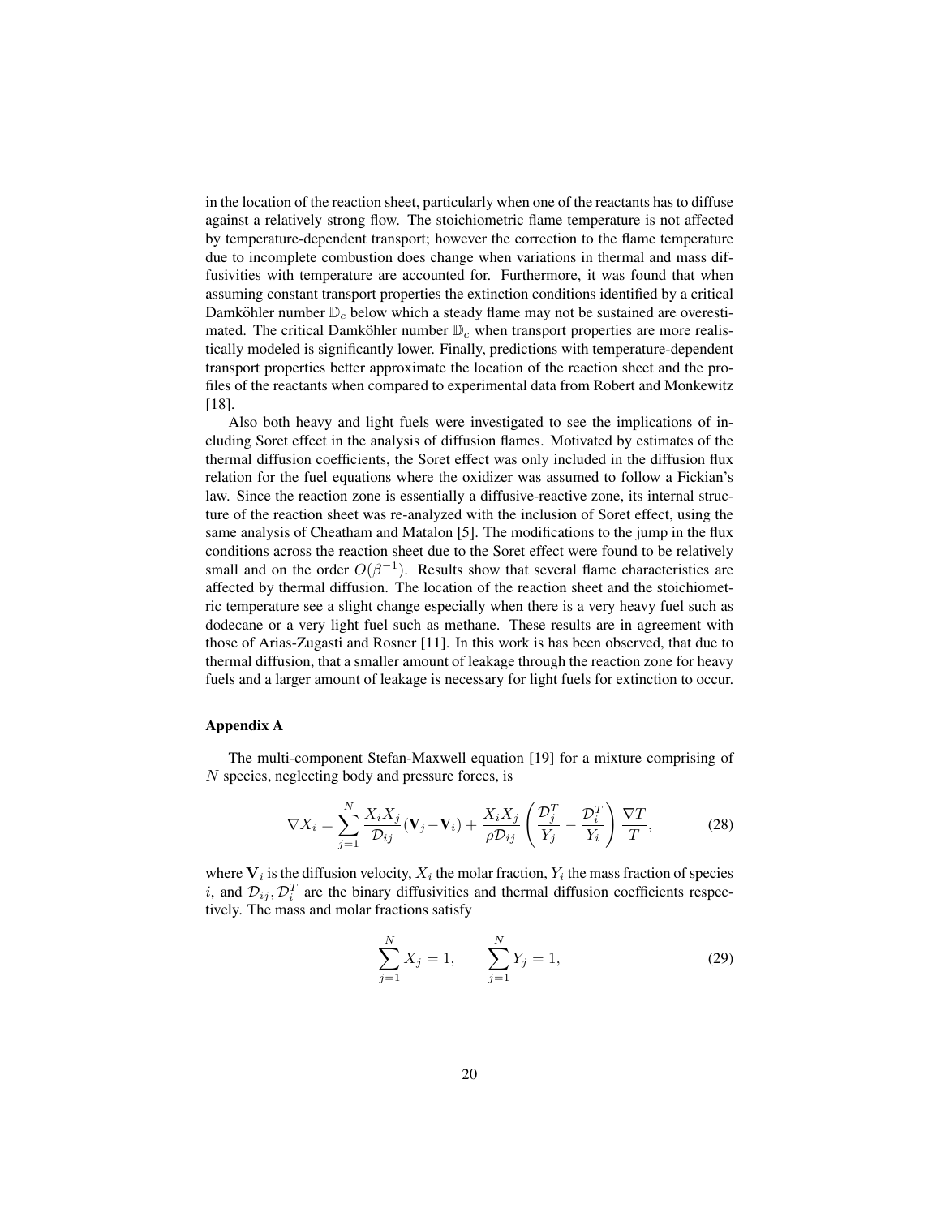in the location of the reaction sheet, particularly when one of the reactants has to diffuse against a relatively strong flow. The stoichiometric flame temperature is not affected by temperature-dependent transport; however the correction to the flame temperature due to incomplete combustion does change when variations in thermal and mass diffusivities with temperature are accounted for. Furthermore, it was found that when assuming constant transport properties the extinction conditions identified by a critical Damköhler number $\mathbb{D}_c$ below which a steady flame may not be sustained are overestimated. The critical Damköhler number $\mathbb{D}_c$ when transport properties are more realistically modeled is significantly lower. Finally, predictions with temperature-dependent transport properties better approximate the location of the reaction sheet and the profiles of the reactants when compared to experimental data from Robert and Monkewitz [18].

Also both heavy and light fuels were investigated to see the implications of including Soret effect in the analysis of diffusion flames. Motivated by estimates of the thermal diffusion coefficients, the Soret effect was only included in the diffusion flux relation for the fuel equations where the oxidizer was assumed to follow a Fickian's law. Since the reaction zone is essentially a diffusive-reactive zone, its internal structure of the reaction sheet was re-analyzed with the inclusion of Soret effect, using the same analysis of Cheatham and Matalon [5]. The modifications to the jump in the flux conditions across the reaction sheet due to the Soret effect were found to be relatively small and on the order $O(\beta^{-1})$. Results show that several flame characteristics are affected by thermal diffusion. The location of the reaction sheet and the stoichiometric temperature see a slight change especially when there is a very heavy fuel such as dodecane or a very light fuel such as methane. These results are in agreement with those of Arias-Zugasti and Rosner [11]. In this work is has been observed, that due to thermal diffusion, that a smaller amount of leakage through the reaction zone for heavy fuels and a larger amount of leakage is necessary for light fuels for extinction to occur.

**Appendix A**

The multi-component Stefan-Maxwell equation [19] for a mixture comprising of $N$ species, neglecting body and pressure forces, is

$$\nabla X_i = \sum_{j=1}^{N} \frac{X_i X_j}{\mathcal{D}_{ij}} (\mathbf{V}_j - \mathbf{V}_i) + \frac{X_i X_j}{\rho \mathcal{D}_{ij}} \left( \frac{\mathcal{D}_j^T}{Y_j} - \frac{\mathcal{D}_i^T}{Y_i} \right) \frac{\nabla T}{T}, \tag{28}$$

where $\mathbf{V}_i$ is the diffusion velocity, $X_i$ the molar fraction, $Y_i$ the mass fraction of species $i$, and $\mathcal{D}_{ij}, \mathcal{D}_i^T$ are the binary diffusivities and thermal diffusion coefficients respectively. The mass and molar fractions satisfy

$$\sum_{j=1}^{N} X_j = 1, \qquad \sum_{j=1}^{N} Y_j = 1, \tag{29}$$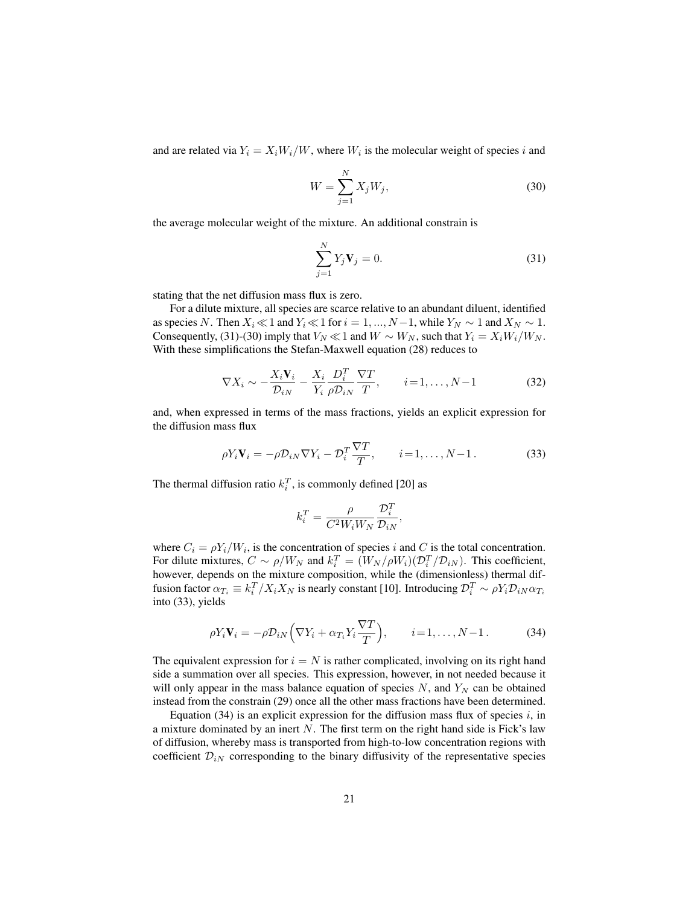and are related via $Y_i = X_i W_i/W$, where $W_i$ is the molecular weight of species $i$ and

$$W = \sum_{j=1}^{N} X_j W_j, \tag{30}$$

the average molecular weight of the mixture. An additional constrain is

$$\sum_{j=1}^{N} Y_j \mathbf{V}_j = 0. \tag{31}$$

stating that the net diffusion mass flux is zero.

For a dilute mixture, all species are scarce relative to an abundant diluent, identified as species $N$. Then $X_i \ll 1$ and $Y_i \ll 1$ for $i = 1, ..., N-1$, while $Y_N \sim 1$ and $X_N \sim 1$. Consequently, (31)-(30) imply that $V_N \ll 1$ and $W \sim W_N$, such that $Y_i = X_i W_i/W_N$. With these simplifications the Stefan-Maxwell equation (28) reduces to

$$\nabla X_i \sim -\frac{X_i \mathbf{V}_i}{\mathcal{D}_{iN}} - \frac{X_i}{Y_i}\frac{D_i^T}{\rho \mathcal{D}_{iN}}\frac{\nabla T}{T}, \qquad i = 1, \ldots, N-1 \tag{32}$$

and, when expressed in terms of the mass fractions, yields an explicit expression for the diffusion mass flux

$$\rho Y_i \mathbf{V}_i = -\rho \mathcal{D}_{iN} \nabla Y_i - \mathcal{D}_i^T \frac{\nabla T}{T}, \qquad i = 1, \ldots, N-1\,. \tag{33}$$

The thermal diffusion ratio $k_i^T$, is commonly defined [20] as

$$k_i^T = \frac{\rho}{C^2 W_i W_N}\frac{\mathcal{D}_i^T}{\mathcal{D}_{iN}},$$

where $C_i = \rho Y_i/W_i$, is the concentration of species $i$ and $C$ is the total concentration. For dilute mixtures, $C \sim \rho/W_N$ and $k_i^T = (W_N/\rho W_i)(\mathcal{D}_i^T/\mathcal{D}_{iN})$. This coefficient, however, depends on the mixture composition, while the (dimensionless) thermal diffusion factor $\alpha_{T_i} \equiv k_i^T/X_i X_N$ is nearly constant [10]. Introducing $\mathcal{D}_i^T \sim \rho Y_i \mathcal{D}_{iN} \alpha_{T_i}$ into (33), yields

$$\rho Y_i \mathbf{V}_i = -\rho \mathcal{D}_{iN}\Big(\nabla Y_i + \alpha_{T_i} Y_i \frac{\nabla T}{T}\Big), \qquad i = 1, \ldots, N-1\,. \tag{34}$$

The equivalent expression for $i = N$ is rather complicated, involving on its right hand side a summation over all species. This expression, however, in not needed because it will only appear in the mass balance equation of species $N$, and $Y_N$ can be obtained instead from the constrain (29) once all the other mass fractions have been determined.

Equation (34) is an explicit expression for the diffusion mass flux of species $i$, in a mixture dominated by an inert $N$. The first term on the right hand side is Fick's law of diffusion, whereby mass is transported from high-to-low concentration regions with coefficient $\mathcal{D}_{iN}$ corresponding to the binary diffusivity of the representative species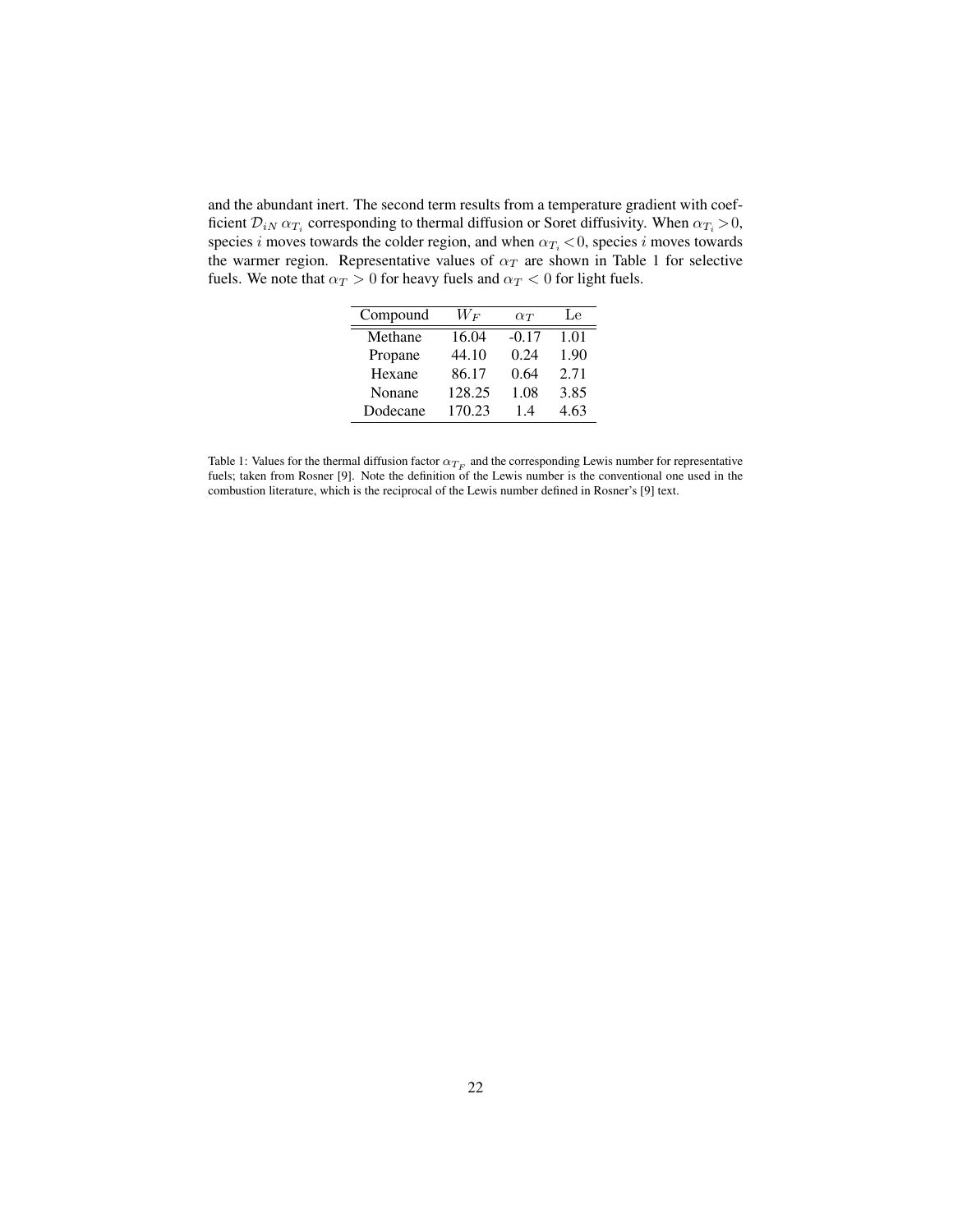and the abundant inert. The second term results from a temperature gradient with coefficient $\mathcal{D}_{iN}\,\alpha_{T_i}$ corresponding to thermal diffusion or Soret diffusivity. When $\alpha_{T_i} > 0$, species $i$ moves towards the colder region, and when $\alpha_{T_i} < 0$, species $i$ moves towards the warmer region. Representative values of $\alpha_T$ are shown in Table 1 for selective fuels. We note that $\alpha_T > 0$ for heavy fuels and $\alpha_T < 0$ for light fuels.

| Compound | $W_F$ | $\alpha_T$ | Le |
|---|---|---|---|
| Methane | 16.04 | -0.17 | 1.01 |
| Propane | 44.10 | 0.24 | 1.90 |
| Hexane | 86.17 | 0.64 | 2.71 |
| Nonane | 128.25 | 1.08 | 3.85 |
| Dodecane | 170.23 | 1.4 | 4.63 |

Table 1: Values for the thermal diffusion factor $\alpha_{T_F}$ and the corresponding Lewis number for representative fuels; taken from Rosner [9]. Note the definition of the Lewis number is the conventional one used in the combustion literature, which is the reciprocal of the Lewis number defined in Rosner's [9] text.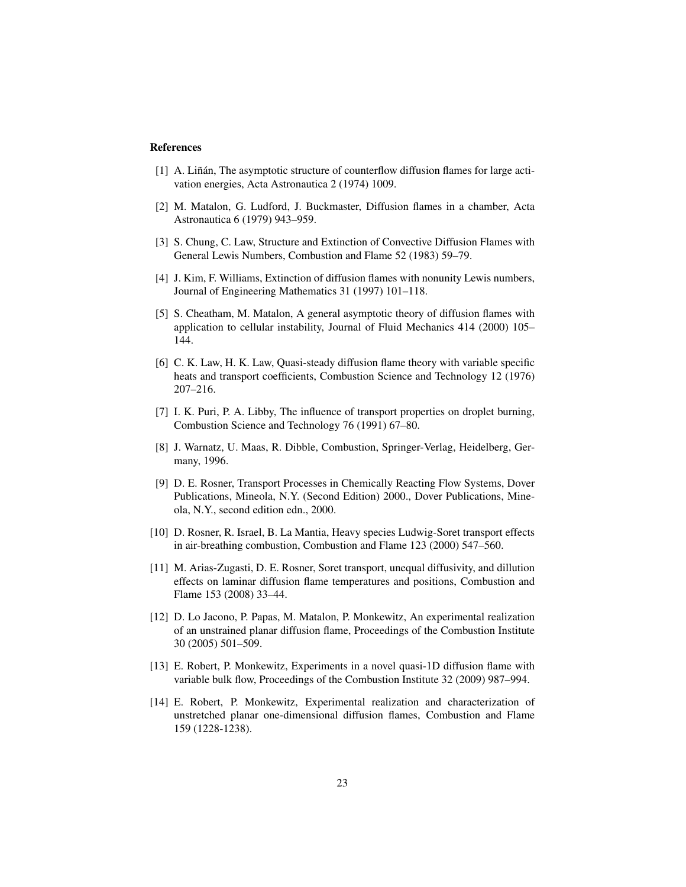## References

[1] A. Liñán, The asymptotic structure of counterflow diffusion flames for large activation energies, Acta Astronautica 2 (1974) 1009.

[2] M. Matalon, G. Ludford, J. Buckmaster, Diffusion flames in a chamber, Acta Astronautica 6 (1979) 943–959.

[3] S. Chung, C. Law, Structure and Extinction of Convective Diffusion Flames with General Lewis Numbers, Combustion and Flame 52 (1983) 59–79.

[4] J. Kim, F. Williams, Extinction of diffusion flames with nonunity Lewis numbers, Journal of Engineering Mathematics 31 (1997) 101–118.

[5] S. Cheatham, M. Matalon, A general asymptotic theory of diffusion flames with application to cellular instability, Journal of Fluid Mechanics 414 (2000) 105–144.

[6] C. K. Law, H. K. Law, Quasi-steady diffusion flame theory with variable specific heats and transport coefficients, Combustion Science and Technology 12 (1976) 207–216.

[7] I. K. Puri, P. A. Libby, The influence of transport properties on droplet burning, Combustion Science and Technology 76 (1991) 67–80.

[8] J. Warnatz, U. Maas, R. Dibble, Combustion, Springer-Verlag, Heidelberg, Germany, 1996.

[9] D. E. Rosner, Transport Processes in Chemically Reacting Flow Systems, Dover Publications, Mineola, N.Y. (Second Edition) 2000., Dover Publications, Mineola, N.Y., second edition edn., 2000.

[10] D. Rosner, R. Israel, B. La Mantia, Heavy species Ludwig-Soret transport effects in air-breathing combustion, Combustion and Flame 123 (2000) 547–560.

[11] M. Arias-Zugasti, D. E. Rosner, Soret transport, unequal diffusivity, and dillution effects on laminar diffusion flame temperatures and positions, Combustion and Flame 153 (2008) 33–44.

[12] D. Lo Jacono, P. Papas, M. Matalon, P. Monkewitz, An experimental realization of an unstrained planar diffusion flame, Proceedings of the Combustion Institute 30 (2005) 501–509.

[13] E. Robert, P. Monkewitz, Experiments in a novel quasi-1D diffusion flame with variable bulk flow, Proceedings of the Combustion Institute 32 (2009) 987–994.

[14] E. Robert, P. Monkewitz, Experimental realization and characterization of unstretched planar one-dimensional diffusion flames, Combustion and Flame 159 (1228-1238).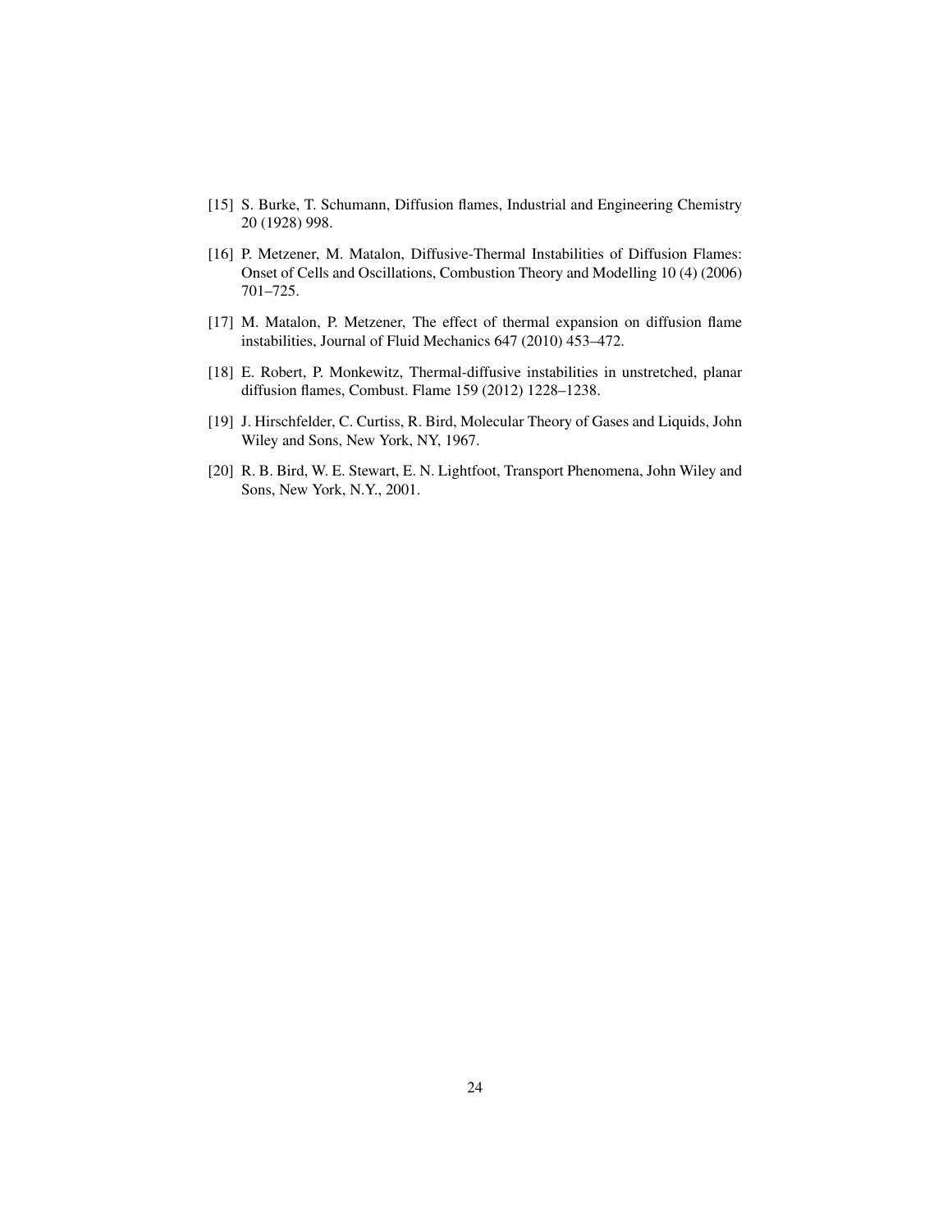[15] S. Burke, T. Schumann, Diffusion flames, Industrial and Engineering Chemistry 20 (1928) 998.

[16] P. Metzener, M. Matalon, Diffusive-Thermal Instabilities of Diffusion Flames: Onset of Cells and Oscillations, Combustion Theory and Modelling 10 (4) (2006) 701–725.

[17] M. Matalon, P. Metzener, The effect of thermal expansion on diffusion flame instabilities, Journal of Fluid Mechanics 647 (2010) 453–472.

[18] E. Robert, P. Monkewitz, Thermal-diffusive instabilities in unstretched, planar diffusion flames, Combust. Flame 159 (2012) 1228–1238.

[19] J. Hirschfelder, C. Curtiss, R. Bird, Molecular Theory of Gases and Liquids, John Wiley and Sons, New York, NY, 1967.

[20] R. B. Bird, W. E. Stewart, E. N. Lightfoot, Transport Phenomena, John Wiley and Sons, New York, N.Y., 2001.